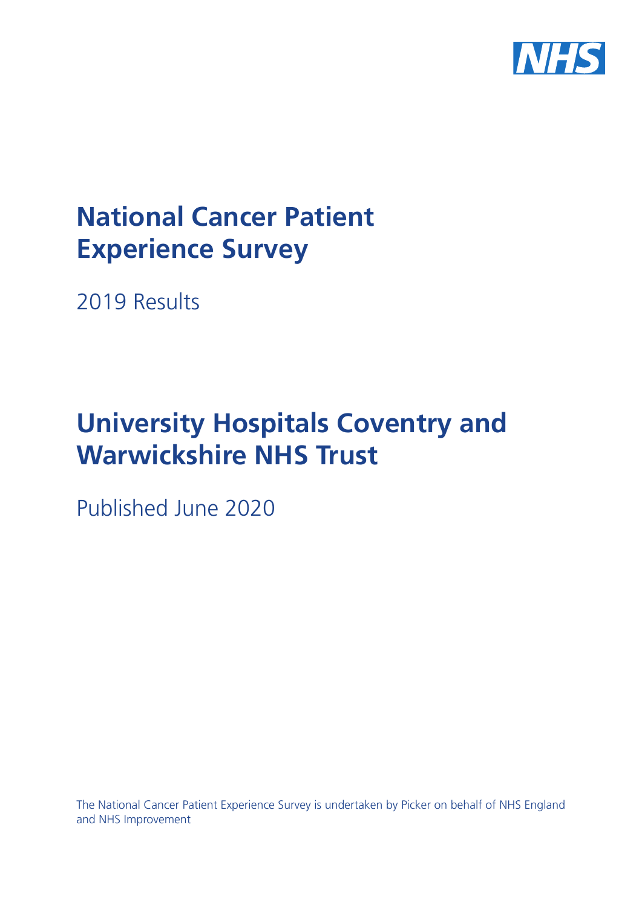# National Cancer Patient Experience Survey

2019 Results

# University Hospitals Coventry and Warwickshire NHS Trust

Published June 2020

The National Cancer Patient Experience Survey is undertaken by Picker on behalf of NHS England and NHS Improvement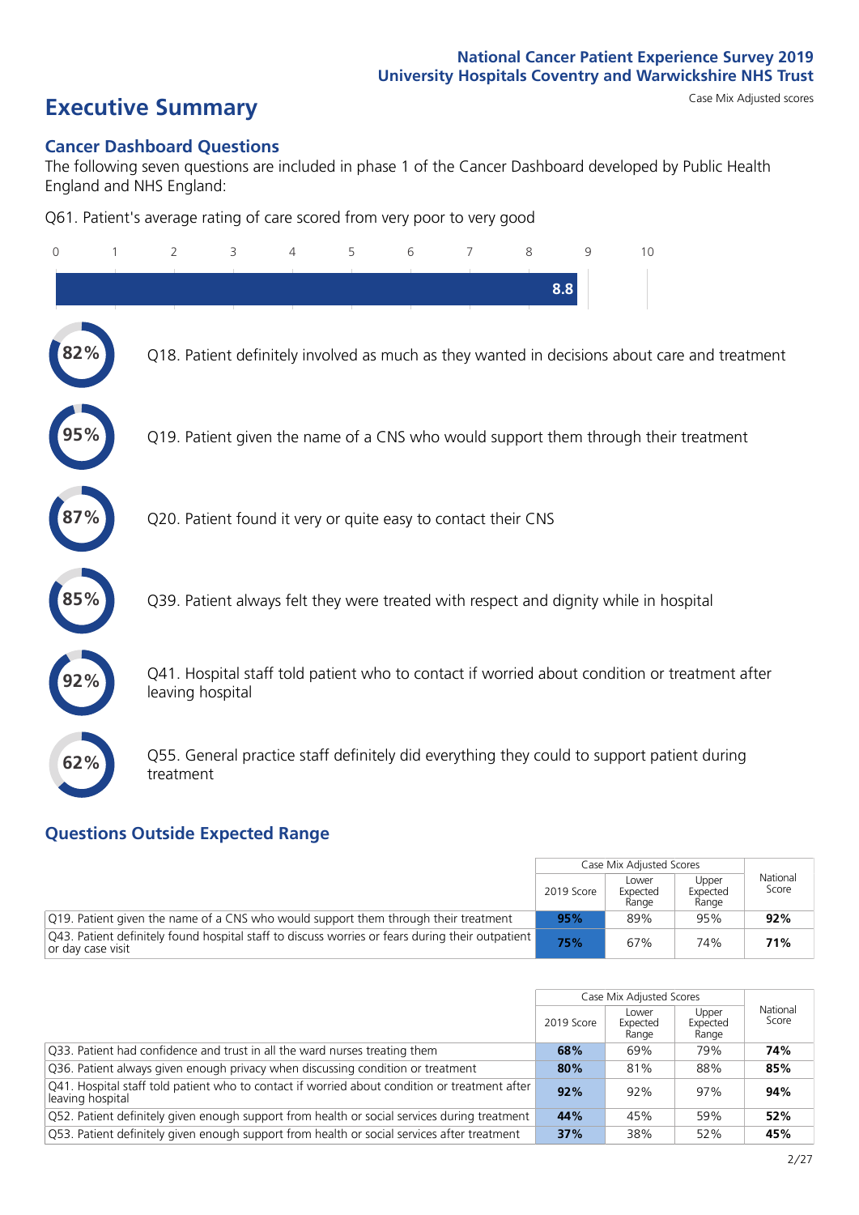# Executive Summary

Case Mix Adjusted scores

## Cancer Dashboard Questions

The following seven questions are included in phase 1 of the Cancer Dashboard developed by Public Health England and NHS England:

Q61. Patient's average rating of care scored from very poor to very good

8.8

- **82%** Q18. Patient definitely involved as much as they wanted in decisions about care and treatment
- **95%** Q19. Patient given the name of a CNS who would support them through their treatment
- **87%** Q20. Patient found it very or quite easy to contact their CNS
- **85%** Q39. Patient always felt they were treated with respect and dignity while in hospital
- **92%** Q41. Hospital staff told patient who to contact if worried about condition or treatment after leaving hospital
- **62%** Q55. General practice staff definitely did everything they could to support patient during treatment

## Questions Outside Expected Range

| | Case Mix Adjusted Scores | | | National Score |
|---|---|---|---|---|
| | 2019 Score | Lower Expected Range | Upper Expected Range | |
| Q19. Patient given the name of a CNS who would support them through their treatment | 95% | 89% | 95% | 92% |
| Q43. Patient definitely found hospital staff to discuss worries or fears during their outpatient or day case visit | 75% | 67% | 74% | 71% |

| | Case Mix Adjusted Scores | | | National Score |
|---|---|---|---|---|
| | 2019 Score | Lower Expected Range | Upper Expected Range | |
| Q33. Patient had confidence and trust in all the ward nurses treating them | 68% | 69% | 79% | 74% |
| Q36. Patient always given enough privacy when discussing condition or treatment | 80% | 81% | 88% | 85% |
| Q41. Hospital staff told patient who to contact if worried about condition or treatment after leaving hospital | 92% | 92% | 97% | 94% |
| Q52. Patient definitely given enough support from health or social services during treatment | 44% | 45% | 59% | 52% |
| Q53. Patient definitely given enough support from health or social services after treatment | 37% | 38% | 52% | 45% |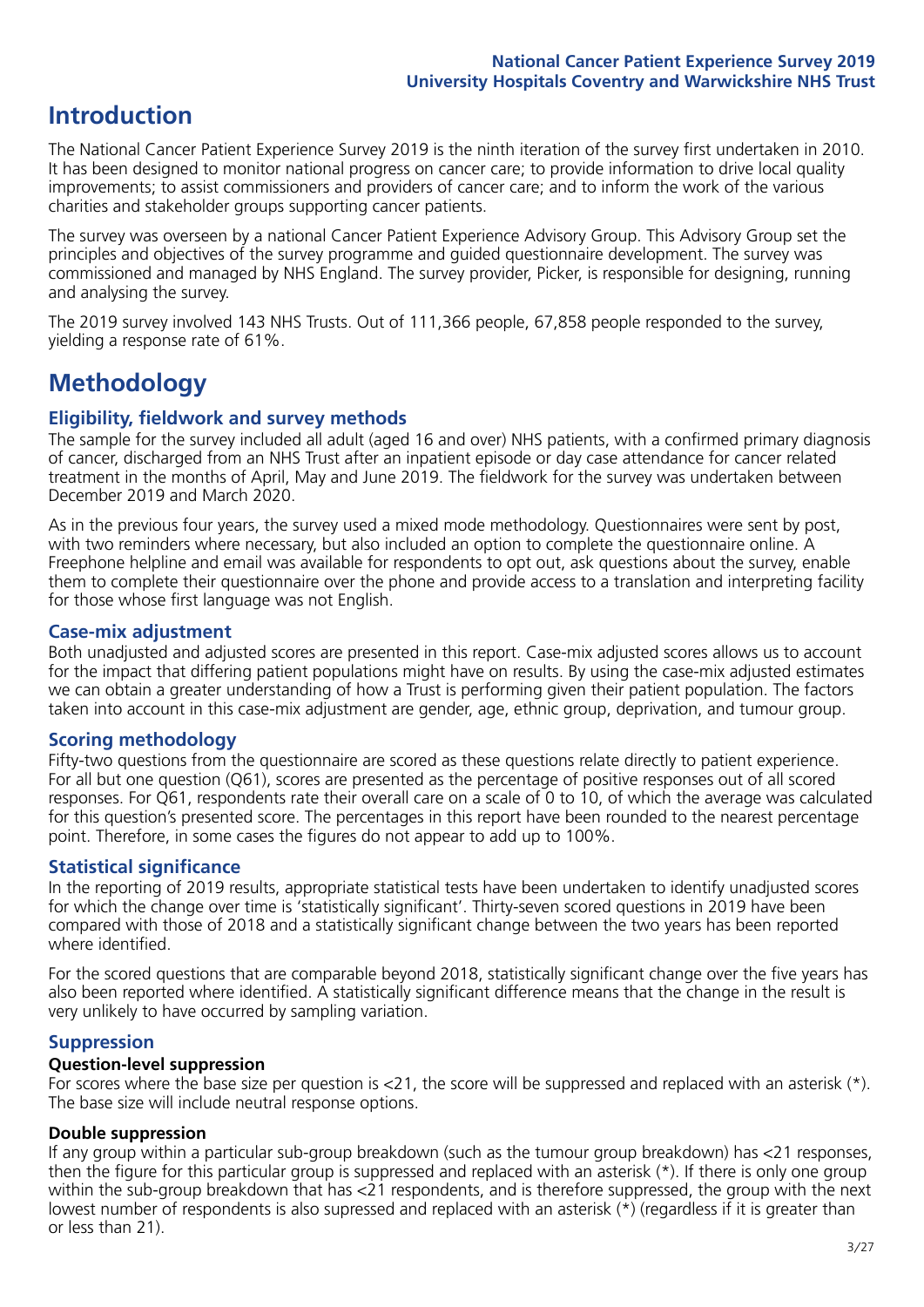# Introduction

The National Cancer Patient Experience Survey 2019 is the ninth iteration of the survey first undertaken in 2010. It has been designed to monitor national progress on cancer care; to provide information to drive local quality improvements; to assist commissioners and providers of cancer care; and to inform the work of the various charities and stakeholder groups supporting cancer patients.

The survey was overseen by a national Cancer Patient Experience Advisory Group. This Advisory Group set the principles and objectives of the survey programme and guided questionnaire development. The survey was commissioned and managed by NHS England. The survey provider, Picker, is responsible for designing, running and analysing the survey.

The 2019 survey involved 143 NHS Trusts. Out of 111,366 people, 67,858 people responded to the survey, yielding a response rate of 61%.

# Methodology

## Eligibility, fieldwork and survey methods

The sample for the survey included all adult (aged 16 and over) NHS patients, with a confirmed primary diagnosis of cancer, discharged from an NHS Trust after an inpatient episode or day case attendance for cancer related treatment in the months of April, May and June 2019. The fieldwork for the survey was undertaken between December 2019 and March 2020.

As in the previous four years, the survey used a mixed mode methodology. Questionnaires were sent by post, with two reminders where necessary, but also included an option to complete the questionnaire online. A Freephone helpline and email was available for respondents to opt out, ask questions about the survey, enable them to complete their questionnaire over the phone and provide access to a translation and interpreting facility for those whose first language was not English.

## Case-mix adjustment

Both unadjusted and adjusted scores are presented in this report. Case-mix adjusted scores allows us to account for the impact that differing patient populations might have on results. By using the case-mix adjusted estimates we can obtain a greater understanding of how a Trust is performing given their patient population. The factors taken into account in this case-mix adjustment are gender, age, ethnic group, deprivation, and tumour group.

## Scoring methodology

Fifty-two questions from the questionnaire are scored as these questions relate directly to patient experience. For all but one question (Q61), scores are presented as the percentage of positive responses out of all scored responses. For Q61, respondents rate their overall care on a scale of 0 to 10, of which the average was calculated for this question's presented score. The percentages in this report have been rounded to the nearest percentage point. Therefore, in some cases the figures do not appear to add up to 100%.

## Statistical significance

In the reporting of 2019 results, appropriate statistical tests have been undertaken to identify unadjusted scores for which the change over time is 'statistically significant'. Thirty-seven scored questions in 2019 have been compared with those of 2018 and a statistically significant change between the two years has been reported where identified.

For the scored questions that are comparable beyond 2018, statistically significant change over the five years has also been reported where identified. A statistically significant difference means that the change in the result is very unlikely to have occurred by sampling variation.

## Suppression

### Question-level suppression

For scores where the base size per question is <21, the score will be suppressed and replaced with an asterisk (*). The base size will include neutral response options.

### Double suppression

If any group within a particular sub-group breakdown (such as the tumour group breakdown) has <21 responses, then the figure for this particular group is suppressed and replaced with an asterisk (*). If there is only one group within the sub-group breakdown that has <21 respondents, and is therefore suppressed, the group with the next lowest number of respondents is also supressed and replaced with an asterisk (*) (regardless if it is greater than or less than 21).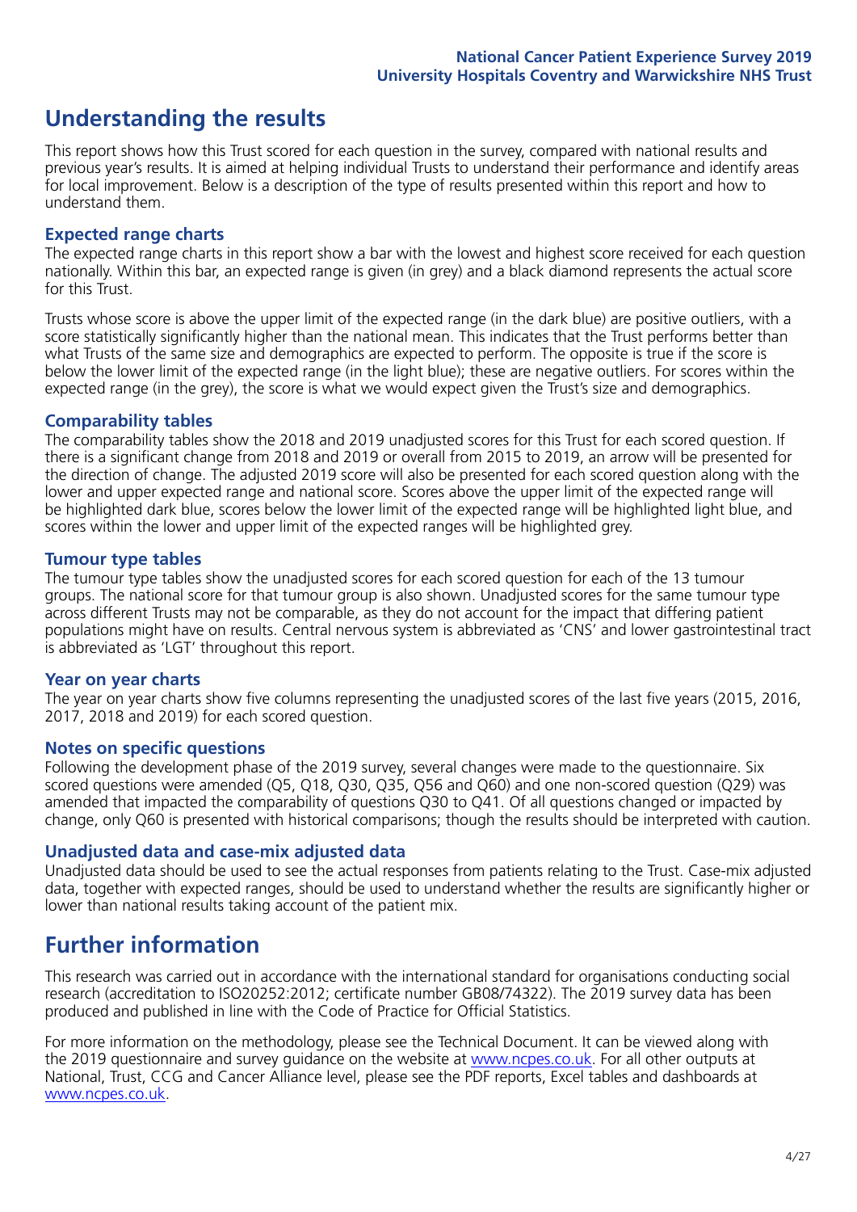# Understanding the results

This report shows how this Trust scored for each question in the survey, compared with national results and previous year's results. It is aimed at helping individual Trusts to understand their performance and identify areas for local improvement. Below is a description of the type of results presented within this report and how to understand them.

## Expected range charts

The expected range charts in this report show a bar with the lowest and highest score received for each question nationally. Within this bar, an expected range is given (in grey) and a black diamond represents the actual score for this Trust.

Trusts whose score is above the upper limit of the expected range (in the dark blue) are positive outliers, with a score statistically significantly higher than the national mean. This indicates that the Trust performs better than what Trusts of the same size and demographics are expected to perform. The opposite is true if the score is below the lower limit of the expected range (in the light blue); these are negative outliers. For scores within the expected range (in the grey), the score is what we would expect given the Trust's size and demographics.

## Comparability tables

The comparability tables show the 2018 and 2019 unadjusted scores for this Trust for each scored question. If there is a significant change from 2018 and 2019 or overall from 2015 to 2019, an arrow will be presented for the direction of change. The adjusted 2019 score will also be presented for each scored question along with the lower and upper expected range and national score. Scores above the upper limit of the expected range will be highlighted dark blue, scores below the lower limit of the expected range will be highlighted light blue, and scores within the lower and upper limit of the expected ranges will be highlighted grey.

## Tumour type tables

The tumour type tables show the unadjusted scores for each scored question for each of the 13 tumour groups. The national score for that tumour group is also shown. Unadjusted scores for the same tumour type across different Trusts may not be comparable, as they do not account for the impact that differing patient populations might have on results. Central nervous system is abbreviated as 'CNS' and lower gastrointestinal tract is abbreviated as 'LGT' throughout this report.

## Year on year charts

The year on year charts show five columns representing the unadjusted scores of the last five years (2015, 2016, 2017, 2018 and 2019) for each scored question.

## Notes on specific questions

Following the development phase of the 2019 survey, several changes were made to the questionnaire. Six scored questions were amended (Q5, Q18, Q30, Q35, Q56 and Q60) and one non-scored question (Q29) was amended that impacted the comparability of questions Q30 to Q41. Of all questions changed or impacted by change, only Q60 is presented with historical comparisons; though the results should be interpreted with caution.

## Unadjusted data and case-mix adjusted data

Unadjusted data should be used to see the actual responses from patients relating to the Trust. Case-mix adjusted data, together with expected ranges, should be used to understand whether the results are significantly higher or lower than national results taking account of the patient mix.

# Further information

This research was carried out in accordance with the international standard for organisations conducting social research (accreditation to ISO20252:2012; certificate number GB08/74322). The 2019 survey data has been produced and published in line with the Code of Practice for Official Statistics.

For more information on the methodology, please see the Technical Document. It can be viewed along with the 2019 questionnaire and survey guidance on the website at www.ncpes.co.uk. For all other outputs at National, Trust, CCG and Cancer Alliance level, please see the PDF reports, Excel tables and dashboards at www.ncpes.co.uk.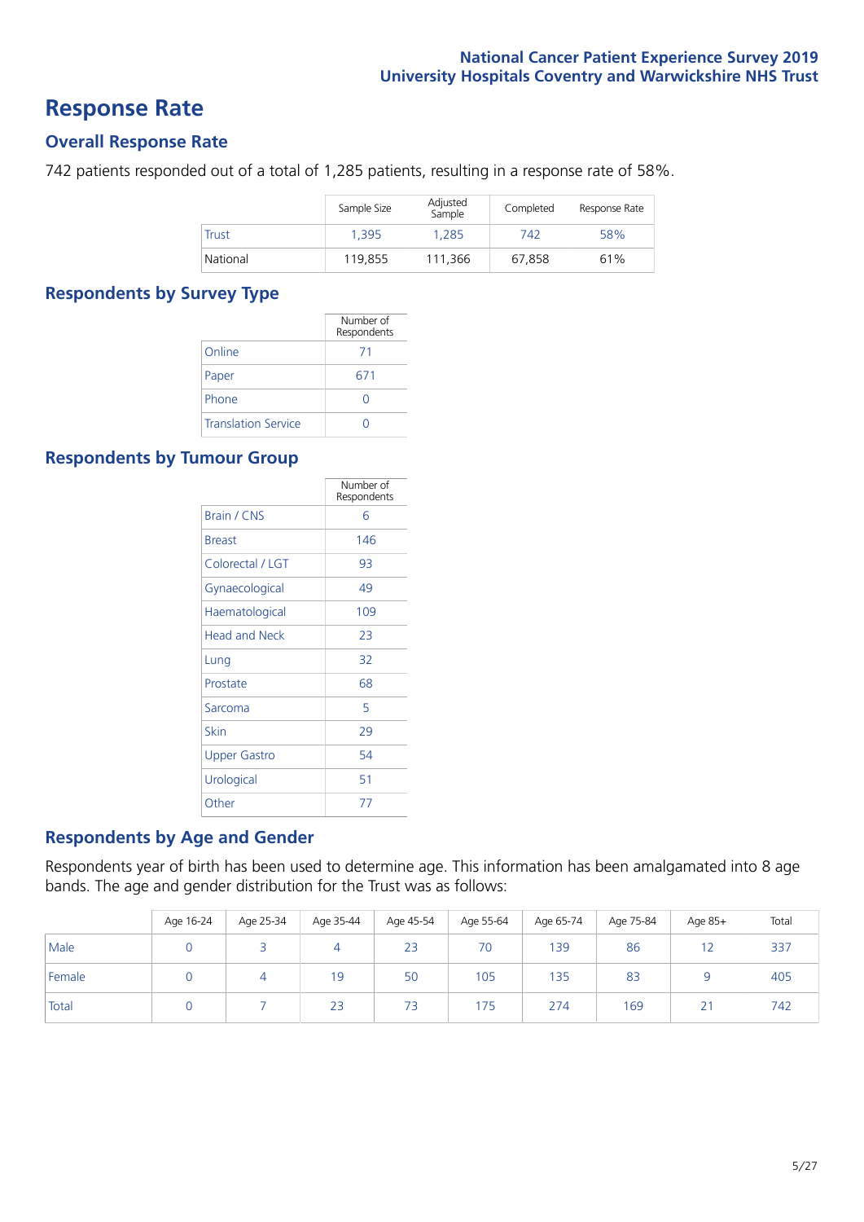# Response Rate

## Overall Response Rate

742 patients responded out of a total of 1,285 patients, resulting in a response rate of 58%.

| | Sample Size | Adjusted Sample | Completed | Response Rate |
|---|---|---|---|---|
| Trust | 1,395 | 1,285 | 742 | 58% |
| National | 119,855 | 111,366 | 67,858 | 61% |

## Respondents by Survey Type

| | Number of Respondents |
|---|---|
| Online | 71 |
| Paper | 671 |
| Phone | 0 |
| Translation Service | 0 |

## Respondents by Tumour Group

| | Number of Respondents |
|---|---|
| Brain / CNS | 6 |
| Breast | 146 |
| Colorectal / LGT | 93 |
| Gynaecological | 49 |
| Haematological | 109 |
| Head and Neck | 23 |
| Lung | 32 |
| Prostate | 68 |
| Sarcoma | 5 |
| Skin | 29 |
| Upper Gastro | 54 |
| Urological | 51 |
| Other | 77 |

## Respondents by Age and Gender

Respondents year of birth has been used to determine age. This information has been amalgamated into 8 age bands. The age and gender distribution for the Trust was as follows:

| | Age 16-24 | Age 25-34 | Age 35-44 | Age 45-54 | Age 55-64 | Age 65-74 | Age 75-84 | Age 85+ | Total |
|---|---|---|---|---|---|---|---|---|---|
| Male | 0 | 3 | 4 | 23 | 70 | 139 | 86 | 12 | 337 |
| Female | 0 | 4 | 19 | 50 | 105 | 135 | 83 | 9 | 405 |
| Total | 0 | 7 | 23 | 73 | 175 | 274 | 169 | 21 | 742 |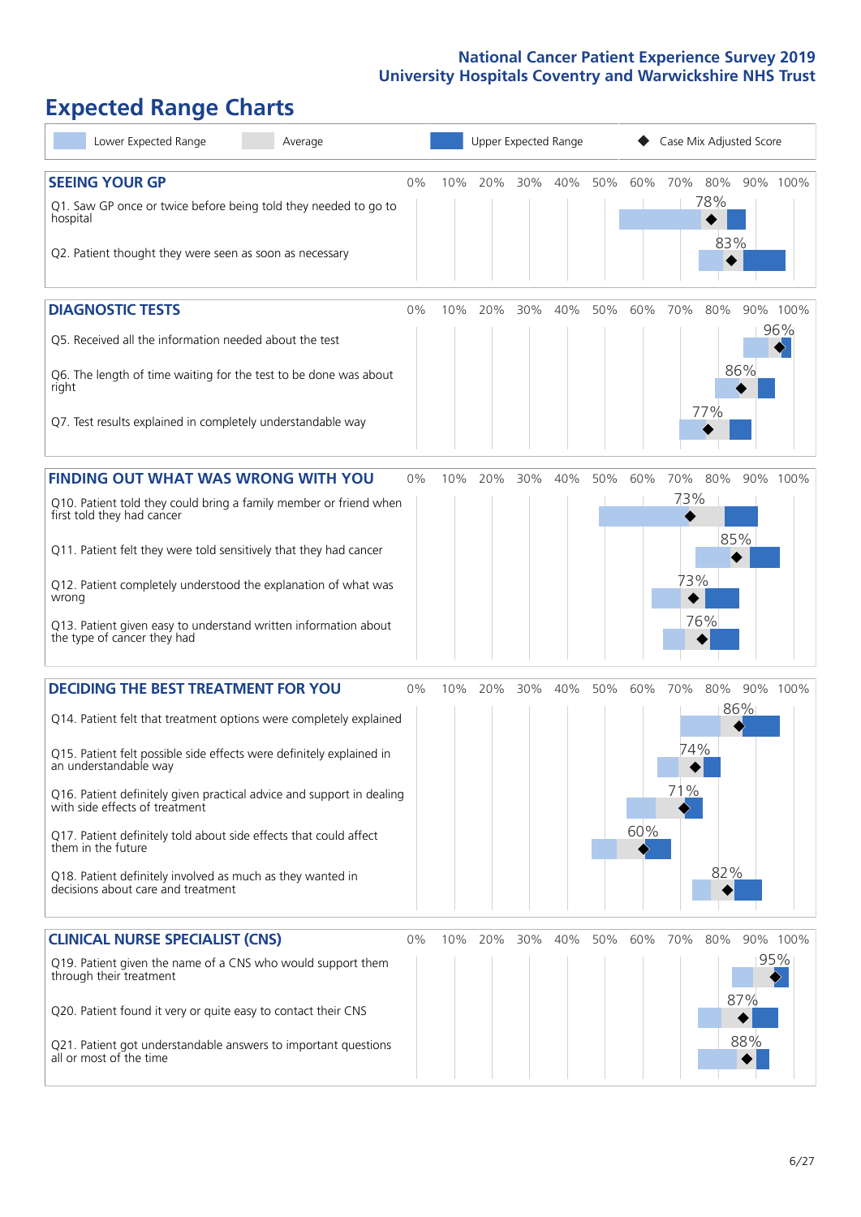# Expected Range Charts

Lower Expected Range | Average | Upper Expected Range | ◆ Case Mix Adjusted Score

## SEEING YOUR GP

| Question | Score |
|---|---|
| Q1. Saw GP once or twice before being told they needed to go to hospital | 78% |
| Q2. Patient thought they were seen as soon as necessary | 83% |

## DIAGNOSTIC TESTS

| Question | Score |
|---|---|
| Q5. Received all the information needed about the test | 96% |
| Q6. The length of time waiting for the test to be done was about right | 86% |
| Q7. Test results explained in completely understandable way | 77% |

## FINDING OUT WHAT WAS WRONG WITH YOU

| Question | Score |
|---|---|
| Q10. Patient told they could bring a family member or friend when first told they had cancer | 73% |
| Q11. Patient felt they were told sensitively that they had cancer | 85% |
| Q12. Patient completely understood the explanation of what was wrong | 73% |
| Q13. Patient given easy to understand written information about the type of cancer they had | 76% |

## DECIDING THE BEST TREATMENT FOR YOU

| Question | Score |
|---|---|
| Q14. Patient felt that treatment options were completely explained | 86% |
| Q15. Patient felt possible side effects were definitely explained in an understandable way | 74% |
| Q16. Patient definitely given practical advice and support in dealing with side effects of treatment | 71% |
| Q17. Patient definitely told about side effects that could affect them in the future | 60% |
| Q18. Patient definitely involved as much as they wanted in decisions about care and treatment | 82% |

## CLINICAL NURSE SPECIALIST (CNS)

| Question | Score |
|---|---|
| Q19. Patient given the name of a CNS who would support them through their treatment | 95% |
| Q20. Patient found it very or quite easy to contact their CNS | 87% |
| Q21. Patient got understandable answers to important questions all or most of the time | 88% |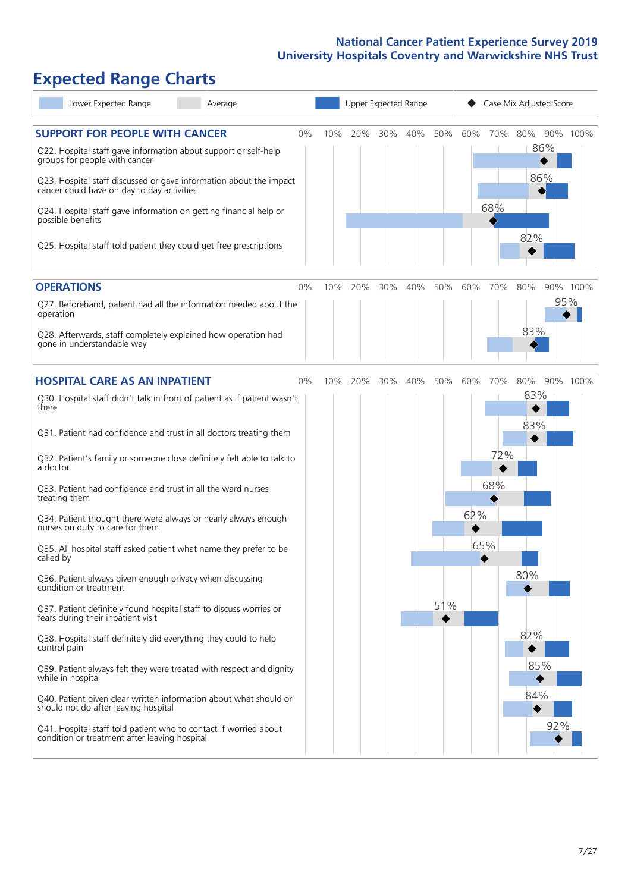# Expected Range Charts

Lower Expected Range | Average | Upper Expected Range | Case Mix Adjusted Score

## SUPPORT FOR PEOPLE WITH CANCER

| Question | Case Mix Adjusted Score |
|---|---|
| Q22. Hospital staff gave information about support or self-help groups for people with cancer | 86% |
| Q23. Hospital staff discussed or gave information about the impact cancer could have on day to day activities | 86% |
| Q24. Hospital staff gave information on getting financial help or possible benefits | 68% |
| Q25. Hospital staff told patient they could get free prescriptions | 82% |

## OPERATIONS

| Question | Case Mix Adjusted Score |
|---|---|
| Q27. Beforehand, patient had all the information needed about the operation | 95% |
| Q28. Afterwards, staff completely explained how operation had gone in understandable way | 83% |

## HOSPITAL CARE AS AN INPATIENT

| Question | Case Mix Adjusted Score |
|---|---|
| Q30. Hospital staff didn't talk in front of patient as if patient wasn't there | 83% |
| Q31. Patient had confidence and trust in all doctors treating them | 83% |
| Q32. Patient's family or someone close definitely felt able to talk to a doctor | 72% |
| Q33. Patient had confidence and trust in all the ward nurses treating them | 68% |
| Q34. Patient thought there were always or nearly always enough nurses on duty to care for them | 62% |
| Q35. All hospital staff asked patient what name they prefer to be called by | 65% |
| Q36. Patient always given enough privacy when discussing condition or treatment | 80% |
| Q37. Patient definitely found hospital staff to discuss worries or fears during their inpatient visit | 51% |
| Q38. Hospital staff definitely did everything they could to help control pain | 82% |
| Q39. Patient always felt they were treated with respect and dignity while in hospital | 85% |
| Q40. Patient given clear written information about what should or should not do after leaving hospital | 84% |
| Q41. Hospital staff told patient who to contact if worried about condition or treatment after leaving hospital | 92% |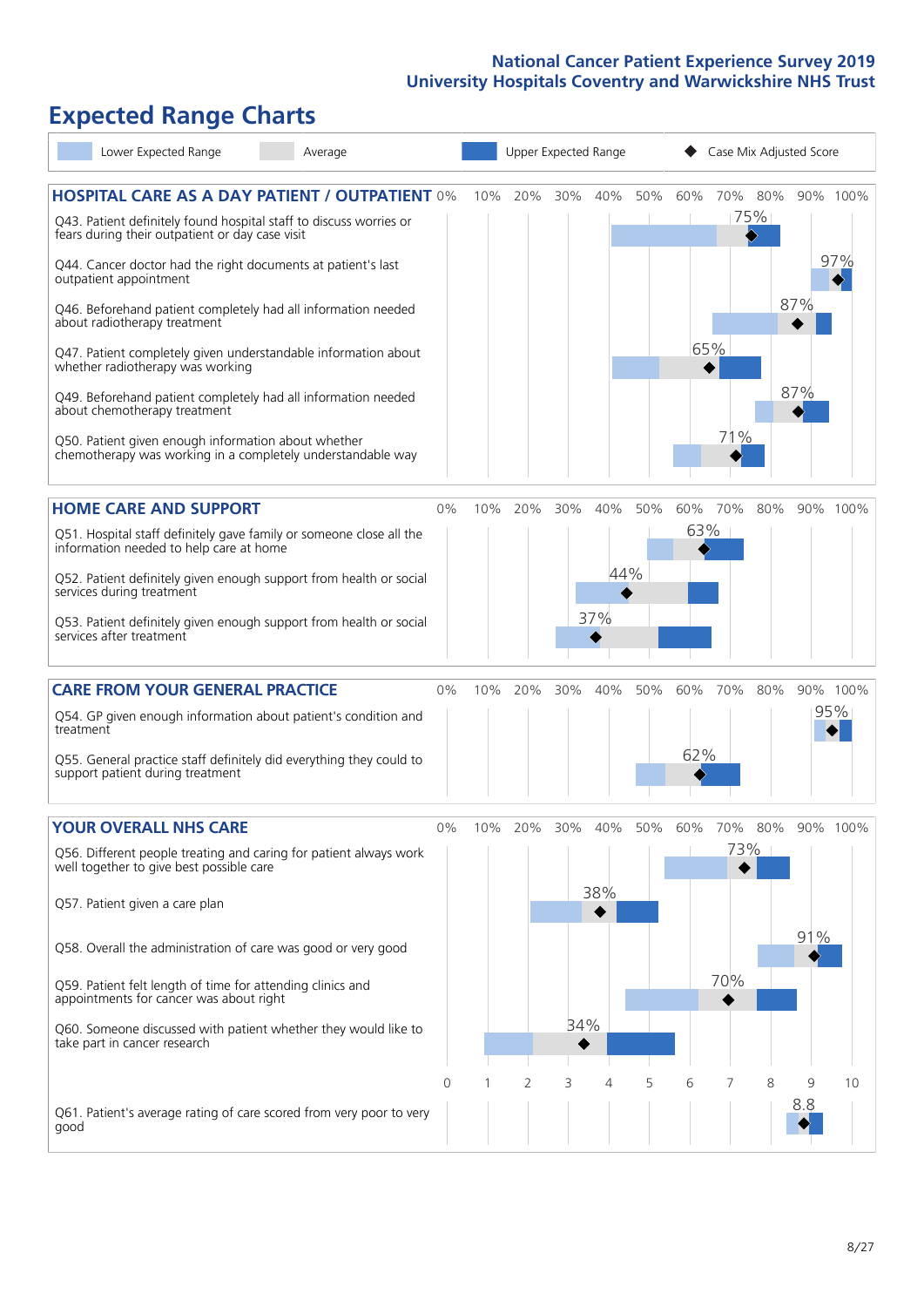# Expected Range Charts

Lower Expected Range | Average | Upper Expected Range | ◆ Case Mix Adjusted Score

## HOSPITAL CARE AS A DAY PATIENT / OUTPATIENT

| Question | Case Mix Adjusted Score |
|---|---|
| Q43. Patient definitely found hospital staff to discuss worries or fears during their outpatient or day case visit | 75% |
| Q44. Cancer doctor had the right documents at patient's last outpatient appointment | 97% |
| Q46. Beforehand patient completely had all information needed about radiotherapy treatment | 87% |
| Q47. Patient completely given understandable information about whether radiotherapy was working | 65% |
| Q49. Beforehand patient completely had all information needed about chemotherapy treatment | 87% |
| Q50. Patient given enough information about whether chemotherapy was working in a completely understandable way | 71% |

## HOME CARE AND SUPPORT

| Question | Case Mix Adjusted Score |
|---|---|
| Q51. Hospital staff definitely gave family or someone close all the information needed to help care at home | 63% |
| Q52. Patient definitely given enough support from health or social services during treatment | 44% |
| Q53. Patient definitely given enough support from health or social services after treatment | 37% |

## CARE FROM YOUR GENERAL PRACTICE

| Question | Case Mix Adjusted Score |
|---|---|
| Q54. GP given enough information about patient's condition and treatment | 95% |
| Q55. General practice staff definitely did everything they could to support patient during treatment | 62% |

## YOUR OVERALL NHS CARE

| Question | Case Mix Adjusted Score |
|---|---|
| Q56. Different people treating and caring for patient always work well together to give best possible care | 73% |
| Q57. Patient given a care plan | 38% |
| Q58. Overall the administration of care was good or very good | 91% |
| Q59. Patient felt length of time for attending clinics and appointments for cancer was about right | 70% |
| Q60. Someone discussed with patient whether they would like to take part in cancer research | 34% |
| Q61. Patient's average rating of care scored from very poor to very good | 8.8 |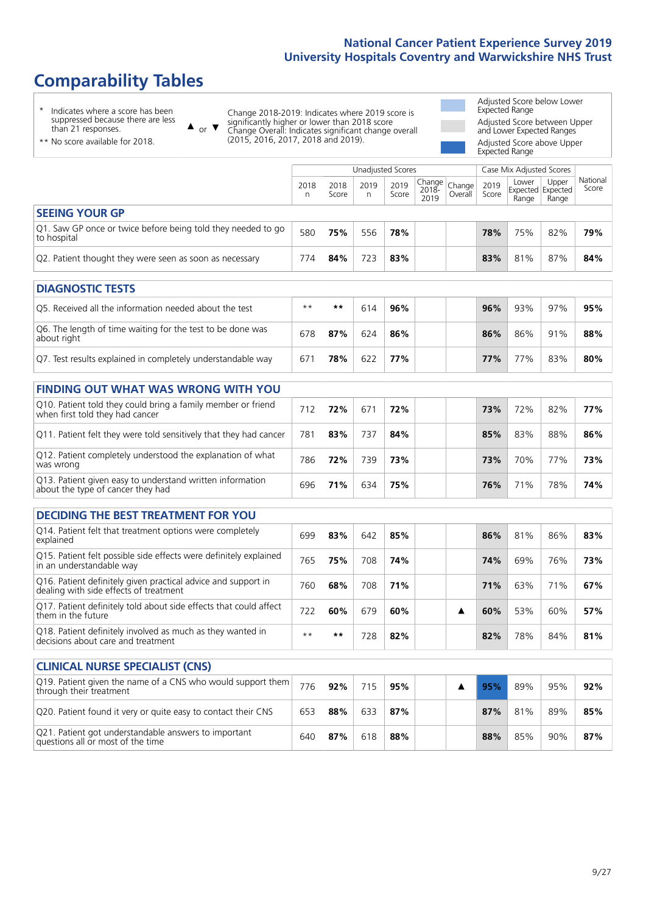# Comparability Tables

\* Indicates where a score has been suppressed because there are less than 21 responses.

\*\* No score available for 2018.

▲ or ▼ Change 2018-2019: Indicates where 2019 score is significantly higher or lower than 2018 score. Change Overall: Indicates significant change overall (2015, 2016, 2017, 2018 and 2019).

Adjusted Score below Lower Expected Range

Adjusted Score between Upper and Lower Expected Ranges

Adjusted Score above Upper Expected Range

| | Unadjusted Scores | | | | | | Case Mix Adjusted Scores | | | |
|---|---|---|---|---|---|---|---|---|---|---|
| | 2018 n | 2018 Score | 2019 n | 2019 Score | Change 2018-2019 | Change Overall | 2019 Score | Lower Expected Range | Upper Expected Range | National Score |
| **SEEING YOUR GP** | | | | | | | | | | |
| Q1. Saw GP once or twice before being told they needed to go to hospital | 580 | **75%** | 556 | **78%** | | | **78%** | 75% | 82% | **79%** |
| Q2. Patient thought they were seen as soon as necessary | 774 | **84%** | 723 | **83%** | | | **83%** | 81% | 87% | **84%** |
| **DIAGNOSTIC TESTS** | | | | | | | | | | |
| Q5. Received all the information needed about the test | ** | ** | 614 | **96%** | | | **96%** | 93% | 97% | **95%** |
| Q6. The length of time waiting for the test to be done was about right | 678 | **87%** | 624 | **86%** | | | **86%** | 86% | 91% | **88%** |
| Q7. Test results explained in completely understandable way | 671 | **78%** | 622 | **77%** | | | **77%** | 77% | 83% | **80%** |
| **FINDING OUT WHAT WAS WRONG WITH YOU** | | | | | | | | | | |
| Q10. Patient told they could bring a family member or friend when first told they had cancer | 712 | **72%** | 671 | **72%** | | | **73%** | 72% | 82% | **77%** |
| Q11. Patient felt they were told sensitively that they had cancer | 781 | **83%** | 737 | **84%** | | | **85%** | 83% | 88% | **86%** |
| Q12. Patient completely understood the explanation of what was wrong | 786 | **72%** | 739 | **73%** | | | **73%** | 70% | 77% | **73%** |
| Q13. Patient given easy to understand written information about the type of cancer they had | 696 | **71%** | 634 | **75%** | | | **76%** | 71% | 78% | **74%** |
| **DECIDING THE BEST TREATMENT FOR YOU** | | | | | | | | | | |
| Q14. Patient felt that treatment options were completely explained | 699 | **83%** | 642 | **85%** | | | **86%** | 81% | 86% | **83%** |
| Q15. Patient felt possible side effects were definitely explained in an understandable way | 765 | **75%** | 708 | **74%** | | | **74%** | 69% | 76% | **73%** |
| Q16. Patient definitely given practical advice and support in dealing with side effects of treatment | 760 | **68%** | 708 | **71%** | | | **71%** | 63% | 71% | **67%** |
| Q17. Patient definitely told about side effects that could affect them in the future | 722 | **60%** | 679 | **60%** | | ▲ | **60%** | 53% | 60% | **57%** |
| Q18. Patient definitely involved as much as they wanted in decisions about care and treatment | ** | ** | 728 | **82%** | | | **82%** | 78% | 84% | **81%** |
| **CLINICAL NURSE SPECIALIST (CNS)** | | | | | | | | | | |
| Q19. Patient given the name of a CNS who would support them through their treatment | 776 | **92%** | 715 | **95%** | | ▲ | **95%** | 89% | 95% | **92%** |
| Q20. Patient found it very or quite easy to contact their CNS | 653 | **88%** | 633 | **87%** | | | **87%** | 81% | 89% | **85%** |
| Q21. Patient got understandable answers to important questions all or most of the time | 640 | **87%** | 618 | **88%** | | | **88%** | 85% | 90% | **87%** |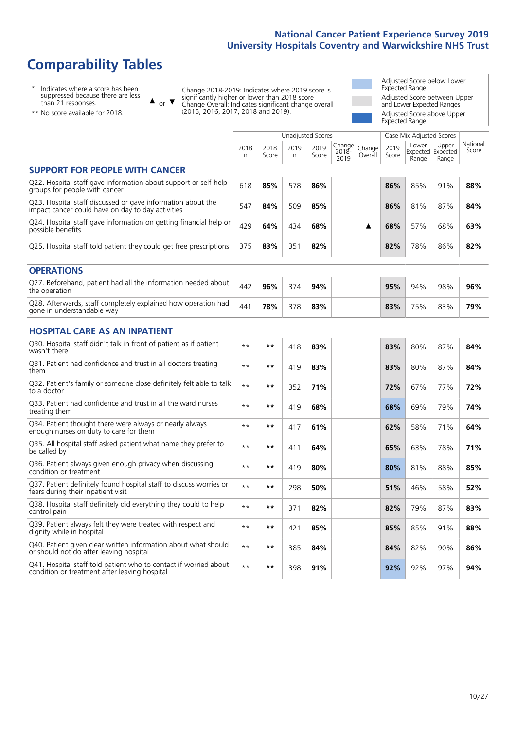# Comparability Tables

\* Indicates where a score has been suppressed because there are less than 21 responses.

\*\* No score available for 2018.

▲ or ▼ Change 2018-2019: Indicates where 2019 score is significantly higher or lower than 2018 score. Change Overall: Indicates significant change overall (2015, 2016, 2017, 2018 and 2019).

Adjusted Score below Lower Expected Range

Adjusted Score between Upper and Lower Expected Ranges

Adjusted Score above Upper Expected Range

| | Unadjusted Scores | | | | | | Case Mix Adjusted Scores | | | |
|---|---|---|---|---|---|---|---|---|---|---|
| | 2018 n | 2018 Score | 2019 n | 2019 Score | Change 2018-2019 | Change Overall | 2019 Score | Lower Expected Range | Upper Expected Range | National Score |
| **SUPPORT FOR PEOPLE WITH CANCER** | | | | | | | | | | |
| Q22. Hospital staff gave information about support or self-help groups for people with cancer | 618 | **85%** | 578 | **86%** | | | **86%** | 85% | 91% | **88%** |
| Q23. Hospital staff discussed or gave information about the impact cancer could have on day to day activities | 547 | **84%** | 509 | **85%** | | | **86%** | 81% | 87% | **84%** |
| Q24. Hospital staff gave information on getting financial help or possible benefits | 429 | **64%** | 434 | **68%** | | ▲ | **68%** | 57% | 68% | **63%** |
| Q25. Hospital staff told patient they could get free prescriptions | 375 | **83%** | 351 | **82%** | | | **82%** | 78% | 86% | **82%** |
| **OPERATIONS** | | | | | | | | | | |
| Q27. Beforehand, patient had all the information needed about the operation | 442 | **96%** | 374 | **94%** | | | **95%** | 94% | 98% | **96%** |
| Q28. Afterwards, staff completely explained how operation had gone in understandable way | 441 | **78%** | 378 | **83%** | | | **83%** | 75% | 83% | **79%** |
| **HOSPITAL CARE AS AN INPATIENT** | | | | | | | | | | |
| Q30. Hospital staff didn't talk in front of patient as if patient wasn't there | ** | ** | 418 | **83%** | | | **83%** | 80% | 87% | **84%** |
| Q31. Patient had confidence and trust in all doctors treating them | ** | ** | 419 | **83%** | | | **83%** | 80% | 87% | **84%** |
| Q32. Patient's family or someone close definitely felt able to talk to a doctor | ** | ** | 352 | **71%** | | | **72%** | 67% | 77% | **72%** |
| Q33. Patient had confidence and trust in all the ward nurses treating them | ** | ** | 419 | **68%** | | | **68%** | 69% | 79% | **74%** |
| Q34. Patient thought there were always or nearly always enough nurses on duty to care for them | ** | ** | 417 | **61%** | | | **62%** | 58% | 71% | **64%** |
| Q35. All hospital staff asked patient what name they prefer to be called by | ** | ** | 411 | **64%** | | | **65%** | 63% | 78% | **71%** |
| Q36. Patient always given enough privacy when discussing condition or treatment | ** | ** | 419 | **80%** | | | **80%** | 81% | 88% | **85%** |
| Q37. Patient definitely found hospital staff to discuss worries or fears during their inpatient visit | ** | ** | 298 | **50%** | | | **51%** | 46% | 58% | **52%** |
| Q38. Hospital staff definitely did everything they could to help control pain | ** | ** | 371 | **82%** | | | **82%** | 79% | 87% | **83%** |
| Q39. Patient always felt they were treated with respect and dignity while in hospital | ** | ** | 421 | **85%** | | | **85%** | 85% | 91% | **88%** |
| Q40. Patient given clear written information about what should or should not do after leaving hospital | ** | ** | 385 | **84%** | | | **84%** | 82% | 90% | **86%** |
| Q41. Hospital staff told patient who to contact if worried about condition or treatment after leaving hospital | ** | ** | 398 | **91%** | | | **92%** | 92% | 97% | **94%** |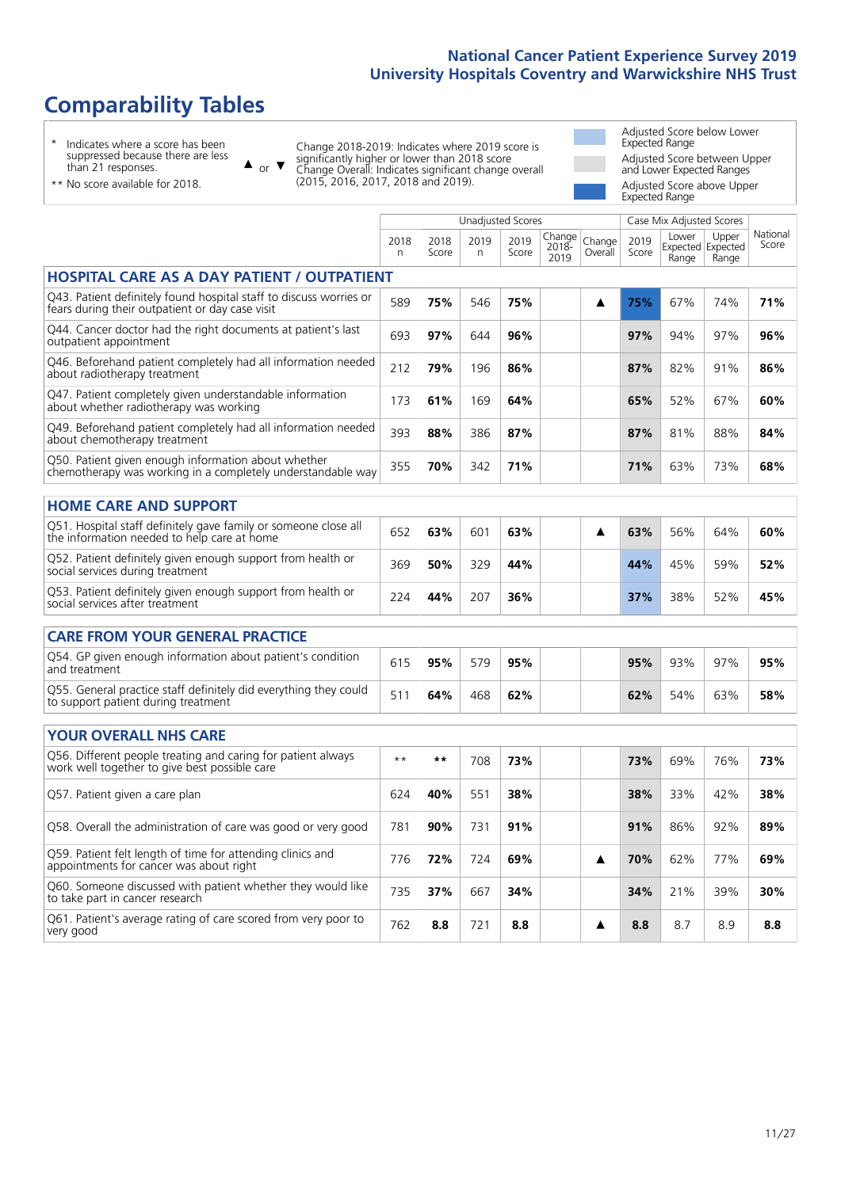# Comparability Tables

\* Indicates where a score has been suppressed because there are less than 21 responses.

\*\* No score available for 2018.

▲ or ▼ Change 2018-2019: Indicates where 2019 score is significantly higher or lower than 2018 score. Change Overall: Indicates significant change overall (2015, 2016, 2017, 2018 and 2019).

- Adjusted Score below Lower Expected Range
- Adjusted Score between Upper and Lower Expected Ranges
- Adjusted Score above Upper Expected Range

| | Unadjusted Scores | | | | | | Case Mix Adjusted Scores | | | |
|---|---|---|---|---|---|---|---|---|---|---|
| | 2018 n | 2018 Score | 2019 n | 2019 Score | Change 2018-2019 | Change Overall | 2019 Score | Lower Expected Range | Upper Expected Range | National Score |
| **HOSPITAL CARE AS A DAY PATIENT / OUTPATIENT** | | | | | | | | | | |
| Q43. Patient definitely found hospital staff to discuss worries or fears during their outpatient or day case visit | 589 | **75%** | 546 | **75%** | | ▲ | **75%** | 67% | 74% | **71%** |
| Q44. Cancer doctor had the right documents at patient's last outpatient appointment | 693 | **97%** | 644 | **96%** | | | **97%** | 94% | 97% | **96%** |
| Q46. Beforehand patient completely had all information needed about radiotherapy treatment | 212 | **79%** | 196 | **86%** | | | **87%** | 82% | 91% | **86%** |
| Q47. Patient completely given understandable information about whether radiotherapy was working | 173 | **61%** | 169 | **64%** | | | **65%** | 52% | 67% | **60%** |
| Q49. Beforehand patient completely had all information needed about chemotherapy treatment | 393 | **88%** | 386 | **87%** | | | **87%** | 81% | 88% | **84%** |
| Q50. Patient given enough information about whether chemotherapy was working in a completely understandable way | 355 | **70%** | 342 | **71%** | | | **71%** | 63% | 73% | **68%** |
| **HOME CARE AND SUPPORT** | | | | | | | | | | |
| Q51. Hospital staff definitely gave family or someone close all the information needed to help care at home | 652 | **63%** | 601 | **63%** | | ▲ | **63%** | 56% | 64% | **60%** |
| Q52. Patient definitely given enough support from health or social services during treatment | 369 | **50%** | 329 | **44%** | | | **44%** | 45% | 59% | **52%** |
| Q53. Patient definitely given enough support from health or social services after treatment | 224 | **44%** | 207 | **36%** | | | **37%** | 38% | 52% | **45%** |
| **CARE FROM YOUR GENERAL PRACTICE** | | | | | | | | | | |
| Q54. GP given enough information about patient's condition and treatment | 615 | **95%** | 579 | **95%** | | | **95%** | 93% | 97% | **95%** |
| Q55. General practice staff definitely did everything they could to support patient during treatment | 511 | **64%** | 468 | **62%** | | | **62%** | 54% | 63% | **58%** |
| **YOUR OVERALL NHS CARE** | | | | | | | | | | |
| Q56. Different people treating and caring for patient always work well together to give best possible care | ** | ** | 708 | **73%** | | | **73%** | 69% | 76% | **73%** |
| Q57. Patient given a care plan | 624 | **40%** | 551 | **38%** | | | **38%** | 33% | 42% | **38%** |
| Q58. Overall the administration of care was good or very good | 781 | **90%** | 731 | **91%** | | | **91%** | 86% | 92% | **89%** |
| Q59. Patient felt length of time for attending clinics and appointments for cancer was about right | 776 | **72%** | 724 | **69%** | | ▲ | **70%** | 62% | 77% | **69%** |
| Q60. Someone discussed with patient whether they would like to take part in cancer research | 735 | **37%** | 667 | **34%** | | | **34%** | 21% | 39% | **30%** |
| Q61. Patient's average rating of care scored from very poor to very good | 762 | **8.8** | 721 | **8.8** | | ▲ | **8.8** | 8.7 | 8.9 | **8.8** |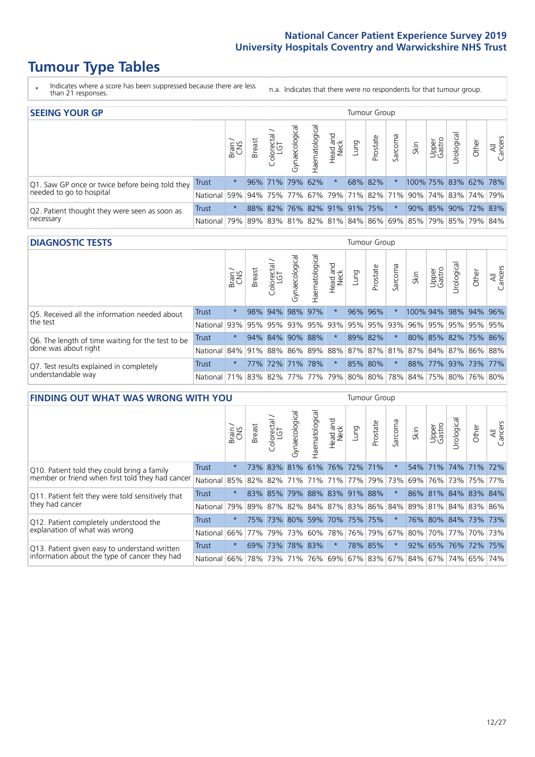National Cancer Patient Experience Survey 2019
University Hospitals Coventry and Warwickshire NHS Trust

# Tumour Type Tables

\* Indicates where a score has been suppressed because there are less than 21 responses.

n.a. Indicates that there were no respondents for that tumour group.

## SEEING YOUR GP

| | | Brain / CNS | Breast | Colorectal / LGT | Gynaecological | Haematological | Head and Neck | Lung | Prostate | Sarcoma | Skin | Upper Gastro | Urological | Other | All Cancers |
|---|---|---|---|---|---|---|---|---|---|---|---|---|---|---|---|
| Q1. Saw GP once or twice before being told they needed to go to hospital | Trust | * | 96% | 71% | 79% | 62% | * | 68% | 82% | * | 100% | 75% | 83% | 62% | 78% |
| | National | 59% | 94% | 75% | 77% | 67% | 79% | 71% | 82% | 71% | 90% | 74% | 83% | 74% | 79% |
| Q2. Patient thought they were seen as soon as necessary | Trust | * | 88% | 82% | 76% | 82% | 91% | 91% | 75% | * | 90% | 85% | 90% | 72% | 83% |
| | National | 79% | 89% | 83% | 81% | 82% | 81% | 84% | 86% | 69% | 85% | 79% | 85% | 79% | 84% |

## DIAGNOSTIC TESTS

| | | Brain / CNS | Breast | Colorectal / LGT | Gynaecological | Haematological | Head and Neck | Lung | Prostate | Sarcoma | Skin | Upper Gastro | Urological | Other | All Cancers |
|---|---|---|---|---|---|---|---|---|---|---|---|---|---|---|---|
| Q5. Received all the information needed about the test | Trust | * | 98% | 94% | 98% | 97% | * | 96% | 96% | * | 100% | 94% | 98% | 94% | 96% |
| | National | 93% | 95% | 95% | 93% | 95% | 93% | 95% | 95% | 93% | 96% | 95% | 95% | 95% | 95% |
| Q6. The length of time waiting for the test to be done was about right | Trust | * | 94% | 84% | 90% | 88% | * | 89% | 82% | * | 80% | 85% | 82% | 75% | 86% |
| | National | 84% | 91% | 88% | 86% | 89% | 88% | 87% | 87% | 81% | 87% | 84% | 87% | 86% | 88% |
| Q7. Test results explained in completely understandable way | Trust | * | 77% | 72% | 71% | 78% | * | 85% | 80% | * | 88% | 77% | 93% | 73% | 77% |
| | National | 71% | 83% | 82% | 77% | 77% | 79% | 80% | 80% | 78% | 84% | 75% | 80% | 76% | 80% |

## FINDING OUT WHAT WAS WRONG WITH YOU

| | | Brain / CNS | Breast | Colorectal / LGT | Gynaecological | Haematological | Head and Neck | Lung | Prostate | Sarcoma | Skin | Upper Gastro | Urological | Other | All Cancers |
|---|---|---|---|---|---|---|---|---|---|---|---|---|---|---|---|
| Q10. Patient told they could bring a family member or friend when first told they had cancer | Trust | * | 73% | 83% | 81% | 61% | 76% | 72% | 71% | * | 54% | 71% | 74% | 71% | 72% |
| | National | 85% | 82% | 82% | 71% | 71% | 71% | 77% | 79% | 73% | 69% | 76% | 73% | 75% | 77% |
| Q11. Patient felt they were told sensitively that they had cancer | Trust | * | 83% | 85% | 79% | 88% | 83% | 91% | 88% | * | 86% | 81% | 84% | 83% | 84% |
| | National | 79% | 89% | 87% | 82% | 84% | 87% | 83% | 86% | 84% | 89% | 81% | 84% | 83% | 86% |
| Q12. Patient completely understood the explanation of what was wrong | Trust | * | 75% | 73% | 80% | 59% | 70% | 75% | 75% | * | 76% | 80% | 84% | 73% | 73% |
| | National | 66% | 77% | 79% | 73% | 60% | 78% | 76% | 79% | 67% | 80% | 70% | 77% | 70% | 73% |
| Q13. Patient given easy to understand written information about the type of cancer they had | Trust | * | 69% | 73% | 78% | 83% | * | 78% | 85% | * | 92% | 65% | 76% | 72% | 75% |
| | National | 66% | 78% | 73% | 71% | 76% | 69% | 67% | 83% | 67% | 84% | 67% | 74% | 65% | 74% |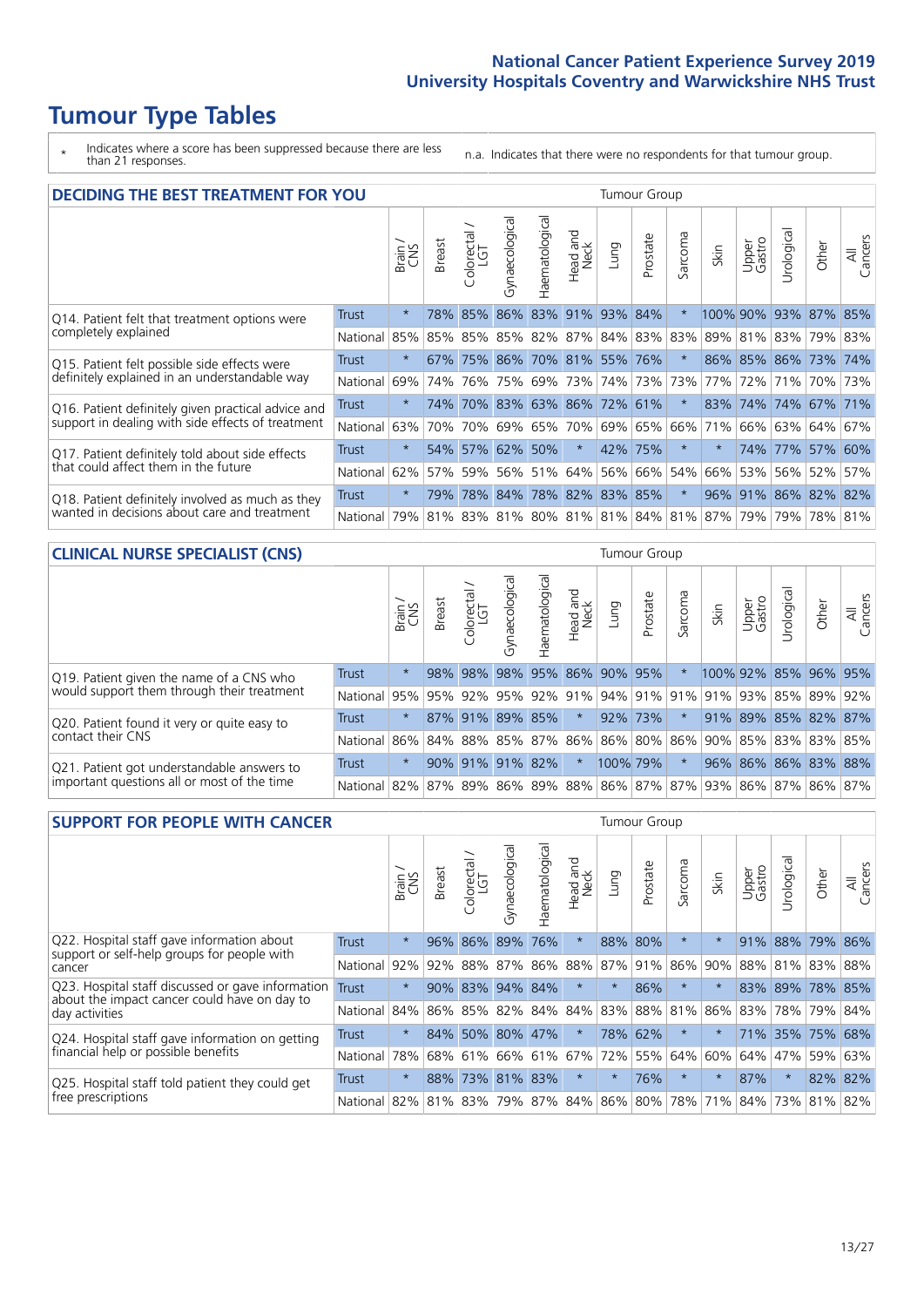# Tumour Type Tables

\* Indicates where a score has been suppressed because there are less than 21 responses.

n.a. Indicates that there were no respondents for that tumour group.

## DECIDING THE BEST TREATMENT FOR YOU

| | | Brain / CNS | Breast | Colorectal / LGT | Gynaecological | Haematological | Head and Neck | Lung | Prostate | Sarcoma | Skin | Upper Gastro | Urological | Other | All Cancers |
|---|---|---|---|---|---|---|---|---|---|---|---|---|---|---|---|
| Q14. Patient felt that treatment options were completely explained | Trust | * | 78% | 85% | 86% | 83% | 91% | 93% | 84% | * | 100% | 90% | 93% | 87% | 85% |
| | National | 85% | 85% | 85% | 85% | 82% | 87% | 84% | 83% | 83% | 89% | 81% | 83% | 79% | 83% |
| Q15. Patient felt possible side effects were definitely explained in an understandable way | Trust | * | 67% | 75% | 86% | 70% | 81% | 55% | 76% | * | 86% | 85% | 86% | 73% | 74% |
| | National | 69% | 74% | 76% | 75% | 69% | 73% | 74% | 73% | 73% | 77% | 72% | 71% | 70% | 73% |
| Q16. Patient definitely given practical advice and support in dealing with side effects of treatment | Trust | * | 74% | 70% | 83% | 63% | 86% | 72% | 61% | * | 83% | 74% | 74% | 67% | 71% |
| | National | 63% | 70% | 70% | 69% | 65% | 70% | 69% | 65% | 66% | 71% | 66% | 63% | 64% | 67% |
| Q17. Patient definitely told about side effects that could affect them in the future | Trust | * | 54% | 57% | 62% | 50% | * | 42% | 75% | * | * | 74% | 77% | 57% | 60% |
| | National | 62% | 57% | 59% | 56% | 51% | 64% | 56% | 66% | 54% | 66% | 53% | 56% | 52% | 57% |
| Q18. Patient definitely involved as much as they wanted in decisions about care and treatment | Trust | * | 79% | 78% | 84% | 78% | 82% | 83% | 85% | * | 96% | 91% | 86% | 82% | 82% |
| | National | 79% | 81% | 83% | 81% | 80% | 81% | 81% | 84% | 81% | 87% | 79% | 79% | 78% | 81% |

## CLINICAL NURSE SPECIALIST (CNS)

| | | Brain / CNS | Breast | Colorectal / LGT | Gynaecological | Haematological | Head and Neck | Lung | Prostate | Sarcoma | Skin | Upper Gastro | Urological | Other | All Cancers |
|---|---|---|---|---|---|---|---|---|---|---|---|---|---|---|---|
| Q19. Patient given the name of a CNS who would support them through their treatment | Trust | * | 98% | 98% | 98% | 95% | 86% | 90% | 95% | * | 100% | 92% | 85% | 96% | 95% |
| | National | 95% | 95% | 92% | 95% | 92% | 91% | 94% | 91% | 91% | 91% | 93% | 85% | 89% | 92% |
| Q20. Patient found it very or quite easy to contact their CNS | Trust | * | 87% | 91% | 89% | 85% | * | 92% | 73% | * | 91% | 89% | 85% | 82% | 87% |
| | National | 86% | 84% | 88% | 85% | 87% | 86% | 86% | 80% | 86% | 90% | 85% | 83% | 83% | 85% |
| Q21. Patient got understandable answers to important questions all or most of the time | Trust | * | 90% | 91% | 91% | 82% | * | 100% | 79% | * | 96% | 86% | 86% | 83% | 88% |
| | National | 82% | 87% | 89% | 86% | 89% | 88% | 86% | 87% | 87% | 93% | 86% | 87% | 86% | 87% |

## SUPPORT FOR PEOPLE WITH CANCER

| | | Brain / CNS | Breast | Colorectal / LGT | Gynaecological | Haematological | Head and Neck | Lung | Prostate | Sarcoma | Skin | Upper Gastro | Urological | Other | All Cancers |
|---|---|---|---|---|---|---|---|---|---|---|---|---|---|---|---|
| Q22. Hospital staff gave information about support or self-help groups for people with cancer | Trust | * | 96% | 86% | 89% | 76% | * | 88% | 80% | * | * | 91% | 88% | 79% | 86% |
| | National | 92% | 92% | 88% | 87% | 86% | 88% | 87% | 91% | 86% | 90% | 88% | 81% | 83% | 88% |
| Q23. Hospital staff discussed or gave information about the impact cancer could have on day to day activities | Trust | * | 90% | 83% | 94% | 84% | * | * | 86% | * | * | 83% | 89% | 78% | 85% |
| | National | 84% | 86% | 85% | 82% | 84% | 84% | 83% | 88% | 81% | 86% | 83% | 78% | 79% | 84% |
| Q24. Hospital staff gave information on getting financial help or possible benefits | Trust | * | 84% | 50% | 80% | 47% | * | 78% | 62% | * | * | 71% | 35% | 75% | 68% |
| | National | 78% | 68% | 61% | 66% | 61% | 67% | 72% | 55% | 64% | 60% | 64% | 47% | 59% | 63% |
| Q25. Hospital staff told patient they could get free prescriptions | Trust | * | 88% | 73% | 81% | 83% | * | * | 76% | * | * | 87% | * | 82% | 82% |
| | National | 82% | 81% | 83% | 79% | 87% | 84% | 86% | 80% | 78% | 71% | 84% | 73% | 81% | 82% |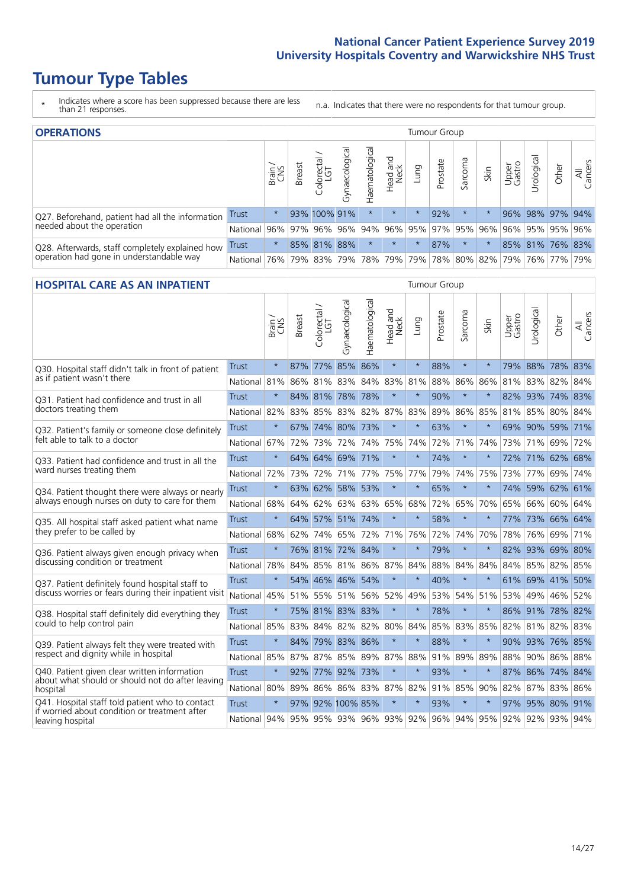# Tumour Type Tables

\* Indicates where a score has been suppressed because there are less than 21 responses.

n.a. Indicates that there were no respondents for that tumour group.

## OPERATIONS

| | | Brain / CNS | Breast | Colorectal / LGT | Gynaecological | Haematological | Head and Neck | Lung | Prostate | Sarcoma | Skin | Upper Gastro | Urological | Other | All Cancers |
|---|---|---|---|---|---|---|---|---|---|---|---|---|---|---|---|
| Q27. Beforehand, patient had all the information needed about the operation | Trust | * | 93% | 100% | 91% | * | * | * | 92% | * | * | 96% | 98% | 97% | 94% |
| | National | 96% | 97% | 96% | 96% | 94% | 96% | 95% | 97% | 95% | 96% | 96% | 95% | 95% | 96% |
| Q28. Afterwards, staff completely explained how operation had gone in understandable way | Trust | * | 85% | 81% | 88% | * | * | * | 87% | * | * | 85% | 81% | 76% | 83% |
| | National | 76% | 79% | 83% | 79% | 78% | 79% | 79% | 78% | 80% | 82% | 79% | 76% | 77% | 79% |

## HOSPITAL CARE AS AN INPATIENT

| | | Brain / CNS | Breast | Colorectal / LGT | Gynaecological | Haematological | Head and Neck | Lung | Prostate | Sarcoma | Skin | Upper Gastro | Urological | Other | All Cancers |
|---|---|---|---|---|---|---|---|---|---|---|---|---|---|---|---|
| Q30. Hospital staff didn't talk in front of patient as if patient wasn't there | Trust | * | 87% | 77% | 85% | 86% | * | * | 88% | * | * | 79% | 88% | 78% | 83% |
| | National | 81% | 86% | 81% | 83% | 84% | 83% | 81% | 88% | 86% | 86% | 81% | 83% | 82% | 84% |
| Q31. Patient had confidence and trust in all doctors treating them | Trust | * | 84% | 81% | 78% | 78% | * | * | 90% | * | * | 82% | 93% | 74% | 83% |
| | National | 82% | 83% | 85% | 83% | 82% | 87% | 83% | 89% | 86% | 85% | 81% | 85% | 80% | 84% |
| Q32. Patient's family or someone close definitely felt able to talk to a doctor | Trust | * | 67% | 74% | 80% | 73% | * | * | 63% | * | * | 69% | 90% | 59% | 71% |
| | National | 67% | 72% | 73% | 72% | 74% | 75% | 74% | 72% | 71% | 74% | 73% | 71% | 69% | 72% |
| Q33. Patient had confidence and trust in all the ward nurses treating them | Trust | * | 64% | 64% | 69% | 71% | * | * | 74% | * | * | 72% | 71% | 62% | 68% |
| | National | 72% | 73% | 72% | 71% | 77% | 75% | 77% | 79% | 74% | 75% | 73% | 77% | 69% | 74% |
| Q34. Patient thought there were always or nearly always enough nurses on duty to care for them | Trust | * | 63% | 62% | 58% | 53% | * | * | 65% | * | * | 74% | 59% | 62% | 61% |
| | National | 68% | 64% | 62% | 63% | 63% | 65% | 68% | 72% | 65% | 70% | 65% | 66% | 60% | 64% |
| Q35. All hospital staff asked patient what name they prefer to be called by | Trust | * | 64% | 57% | 51% | 74% | * | * | 58% | * | * | 77% | 73% | 66% | 64% |
| | National | 68% | 62% | 74% | 65% | 72% | 71% | 76% | 72% | 74% | 70% | 78% | 76% | 69% | 71% |
| Q36. Patient always given enough privacy when discussing condition or treatment | Trust | * | 76% | 81% | 72% | 84% | * | * | 79% | * | * | 82% | 93% | 69% | 80% |
| | National | 78% | 84% | 85% | 81% | 86% | 87% | 84% | 88% | 84% | 84% | 84% | 85% | 82% | 85% |
| Q37. Patient definitely found hospital staff to discuss worries or fears during their inpatient visit | Trust | * | 54% | 46% | 46% | 54% | * | * | 40% | * | * | 61% | 69% | 41% | 50% |
| | National | 45% | 51% | 55% | 51% | 56% | 52% | 49% | 53% | 54% | 51% | 53% | 49% | 46% | 52% |
| Q38. Hospital staff definitely did everything they could to help control pain | Trust | * | 75% | 81% | 83% | 83% | * | * | 78% | * | * | 86% | 91% | 78% | 82% |
| | National | 85% | 83% | 84% | 82% | 82% | 80% | 84% | 85% | 83% | 85% | 82% | 81% | 82% | 83% |
| Q39. Patient always felt they were treated with respect and dignity while in hospital | Trust | * | 84% | 79% | 83% | 86% | * | * | 88% | * | * | 90% | 93% | 76% | 85% |
| | National | 85% | 87% | 87% | 85% | 89% | 87% | 88% | 91% | 89% | 89% | 88% | 90% | 86% | 88% |
| Q40. Patient given clear written information about what should or should not do after leaving hospital | Trust | * | 92% | 77% | 92% | 73% | * | * | 93% | * | * | 87% | 86% | 74% | 84% |
| | National | 80% | 89% | 86% | 86% | 83% | 87% | 82% | 91% | 85% | 90% | 82% | 87% | 83% | 86% |
| Q41. Hospital staff told patient who to contact if worried about condition or treatment after leaving hospital | Trust | * | 97% | 92% | 100% | 85% | * | * | 93% | * | * | 97% | 95% | 80% | 91% |
| | National | 94% | 95% | 95% | 93% | 96% | 93% | 92% | 96% | 94% | 95% | 92% | 92% | 93% | 94% |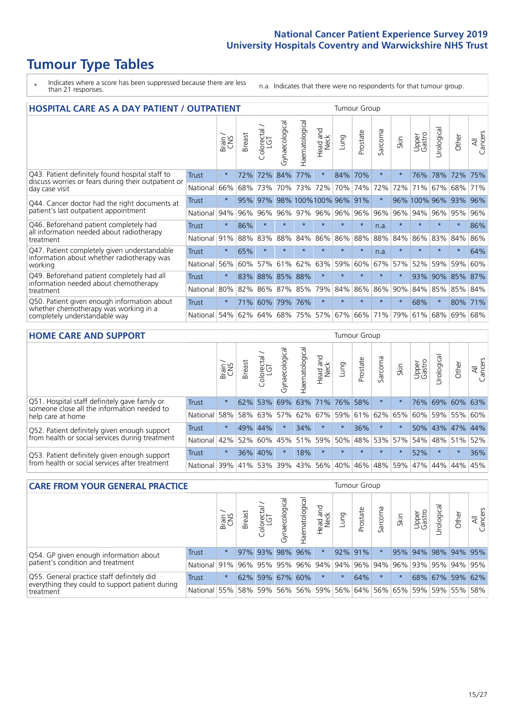# Tumour Type Tables

\* Indicates where a score has been suppressed because there are less than 21 responses.

n.a. Indicates that there were no respondents for that tumour group.

## HOSPITAL CARE AS A DAY PATIENT / OUTPATIENT

| | | Brain / CNS | Breast | Colorectal / LGT | Gynaecological | Haematological | Head and Neck | Lung | Prostate | Sarcoma | Skin | Upper Gastro | Urological | Other | All Cancers |
|---|---|---|---|---|---|---|---|---|---|---|---|---|---|---|---|
| Q43. Patient definitely found hospital staff to discuss worries or fears during their outpatient or day case visit | Trust | * | 72% | 72% | 84% | 77% | * | 84% | 70% | * | * | 76% | 78% | 72% | 75% |
| | National | 66% | 68% | 73% | 70% | 73% | 72% | 70% | 74% | 72% | 72% | 71% | 67% | 68% | 71% |
| Q44. Cancer doctor had the right documents at patient's last outpatient appointment | Trust | * | 95% | 97% | 98% | 100% | 100% | 96% | 91% | * | 96% | 100% | 96% | 93% | 96% |
| | National | 94% | 96% | 96% | 96% | 97% | 96% | 96% | 96% | 96% | 96% | 94% | 96% | 95% | 96% |
| Q46. Beforehand patient completely had all information needed about radiotherapy treatment | Trust | * | 86% | * | * | * | * | * | * | n.a. | * | * | * | * | 86% |
| | National | 91% | 88% | 83% | 88% | 84% | 86% | 86% | 88% | 88% | 84% | 86% | 83% | 84% | 86% |
| Q47. Patient completely given understandable information about whether radiotherapy was working | Trust | * | 65% | * | * | * | * | * | * | n.a. | * | * | * | * | 64% |
| | National | 56% | 60% | 57% | 61% | 62% | 63% | 59% | 60% | 67% | 57% | 52% | 59% | 59% | 60% |
| Q49. Beforehand patient completely had all information needed about chemotherapy treatment | Trust | * | 83% | 88% | 85% | 88% | * | * | * | * | * | 93% | 90% | 85% | 87% |
| | National | 80% | 82% | 86% | 87% | 85% | 79% | 84% | 86% | 86% | 90% | 84% | 85% | 85% | 84% |
| Q50. Patient given enough information about whether chemotherapy was working in a completely understandable way | Trust | * | 71% | 60% | 79% | 76% | * | * | * | * | * | 68% | * | 80% | 71% |
| | National | 54% | 62% | 64% | 68% | 75% | 57% | 67% | 66% | 71% | 79% | 61% | 68% | 69% | 68% |

## HOME CARE AND SUPPORT

| | | Brain / CNS | Breast | Colorectal / LGT | Gynaecological | Haematological | Head and Neck | Lung | Prostate | Sarcoma | Skin | Upper Gastro | Urological | Other | All Cancers |
|---|---|---|---|---|---|---|---|---|---|---|---|---|---|---|---|
| Q51. Hospital staff definitely gave family or someone close all the information needed to help care at home | Trust | * | 62% | 53% | 69% | 63% | 71% | 76% | 58% | * | * | 76% | 69% | 60% | 63% |
| | National | 58% | 58% | 63% | 57% | 62% | 67% | 59% | 61% | 62% | 65% | 60% | 59% | 55% | 60% |
| Q52. Patient definitely given enough support from health or social services during treatment | Trust | * | 49% | 44% | * | 34% | * | * | 36% | * | * | 50% | 43% | 47% | 44% |
| | National | 42% | 52% | 60% | 45% | 51% | 59% | 50% | 48% | 53% | 57% | 54% | 48% | 51% | 52% |
| Q53. Patient definitely given enough support from health or social services after treatment | Trust | * | 36% | 40% | * | 18% | * | * | * | * | * | 52% | * | * | 36% |
| | National | 39% | 41% | 53% | 39% | 43% | 56% | 40% | 46% | 48% | 59% | 47% | 44% | 44% | 45% |

## CARE FROM YOUR GENERAL PRACTICE

| | | Brain / CNS | Breast | Colorectal / LGT | Gynaecological | Haematological | Head and Neck | Lung | Prostate | Sarcoma | Skin | Upper Gastro | Urological | Other | All Cancers |
|---|---|---|---|---|---|---|---|---|---|---|---|---|---|---|---|
| Q54. GP given enough information about patient's condition and treatment | Trust | * | 97% | 93% | 98% | 96% | * | 92% | 91% | * | 95% | 94% | 98% | 94% | 95% |
| | National | 91% | 96% | 95% | 95% | 96% | 94% | 94% | 96% | 94% | 96% | 93% | 95% | 94% | 95% |
| Q55. General practice staff definitely did everything they could to support patient during treatment | Trust | * | 62% | 59% | 67% | 60% | * | * | 64% | * | * | 68% | 67% | 59% | 62% |
| | National | 55% | 58% | 59% | 56% | 56% | 59% | 56% | 64% | 56% | 65% | 59% | 59% | 55% | 58% |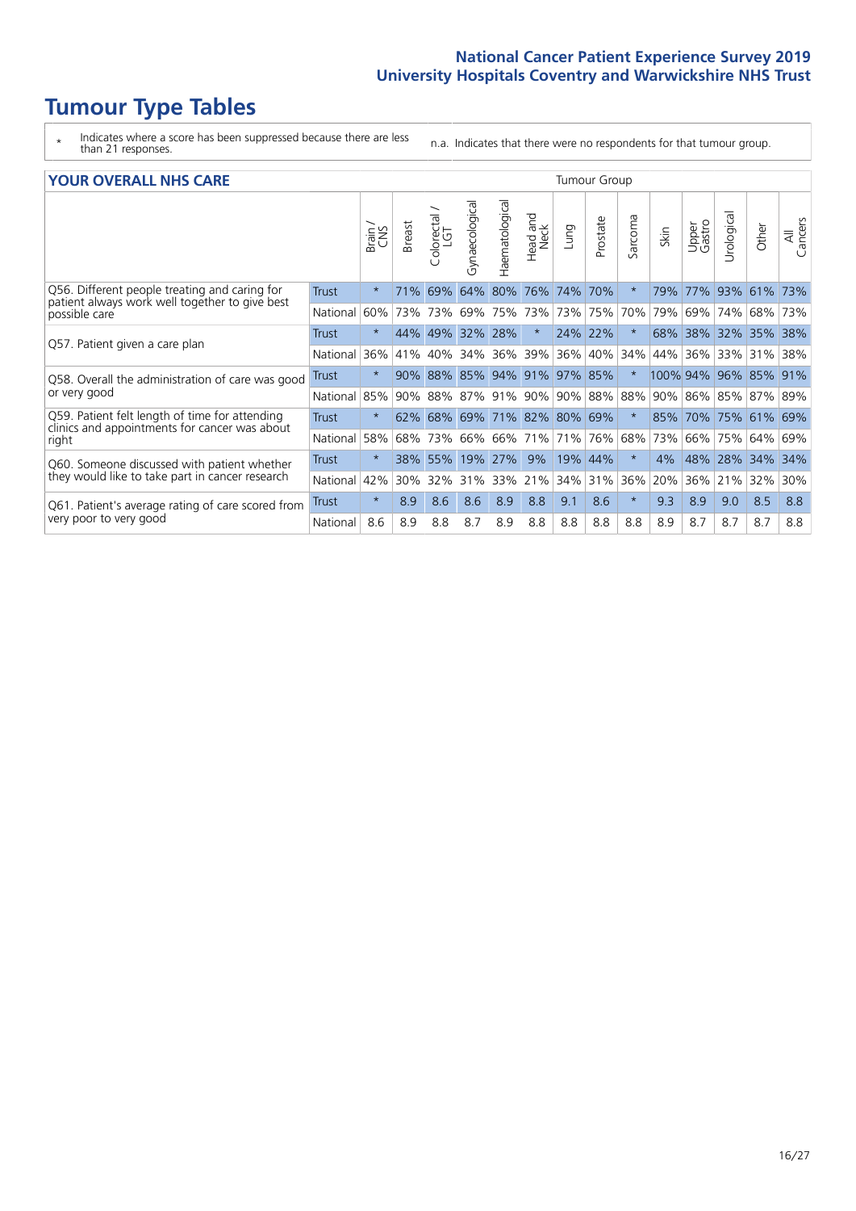# Tumour Type Tables

\* Indicates where a score has been suppressed because there are less than 21 responses.

n.a. Indicates that there were no respondents for that tumour group.

## YOUR OVERALL NHS CARE

| | | Brain / CNS | Breast | Colorectal / LGT | Gynaecological | Haematological | Head and Neck | Lung | Prostate | Sarcoma | Skin | Upper Gastro | Urological | Other | All Cancers |
|---|---|---|---|---|---|---|---|---|---|---|---|---|---|---|---|
| Q56. Different people treating and caring for patient always work well together to give best possible care | Trust | * | 71% | 69% | 64% | 80% | 76% | 74% | 70% | * | 79% | 77% | 93% | 61% | 73% |
| | National | 60% | 73% | 73% | 69% | 75% | 73% | 73% | 75% | 70% | 79% | 69% | 74% | 68% | 73% |
| Q57. Patient given a care plan | Trust | * | 44% | 49% | 32% | 28% | * | 24% | 22% | * | 68% | 38% | 32% | 35% | 38% |
| | National | 36% | 41% | 40% | 34% | 36% | 39% | 36% | 40% | 34% | 44% | 36% | 33% | 31% | 38% |
| Q58. Overall the administration of care was good or very good | Trust | * | 90% | 88% | 85% | 94% | 91% | 97% | 85% | * | 100% | 94% | 96% | 85% | 91% |
| | National | 85% | 90% | 88% | 87% | 91% | 90% | 90% | 88% | 88% | 90% | 86% | 85% | 87% | 89% |
| Q59. Patient felt length of time for attending clinics and appointments for cancer was about right | Trust | * | 62% | 68% | 69% | 71% | 82% | 80% | 69% | * | 85% | 70% | 75% | 61% | 69% |
| | National | 58% | 68% | 73% | 66% | 66% | 71% | 71% | 76% | 68% | 73% | 66% | 75% | 64% | 69% |
| Q60. Someone discussed with patient whether they would like to take part in cancer research | Trust | * | 38% | 55% | 19% | 27% | 9% | 19% | 44% | * | 4% | 48% | 28% | 34% | 34% |
| | National | 42% | 30% | 32% | 31% | 33% | 21% | 34% | 31% | 36% | 20% | 36% | 21% | 32% | 30% |
| Q61. Patient's average rating of care scored from very poor to very good | Trust | * | 8.9 | 8.6 | 8.6 | 8.9 | 8.8 | 9.1 | 8.6 | * | 9.3 | 8.9 | 9.0 | 8.5 | 8.8 |
| | National | 8.6 | 8.9 | 8.8 | 8.7 | 8.9 | 8.8 | 8.8 | 8.8 | 8.8 | 8.9 | 8.7 | 8.7 | 8.7 | 8.8 |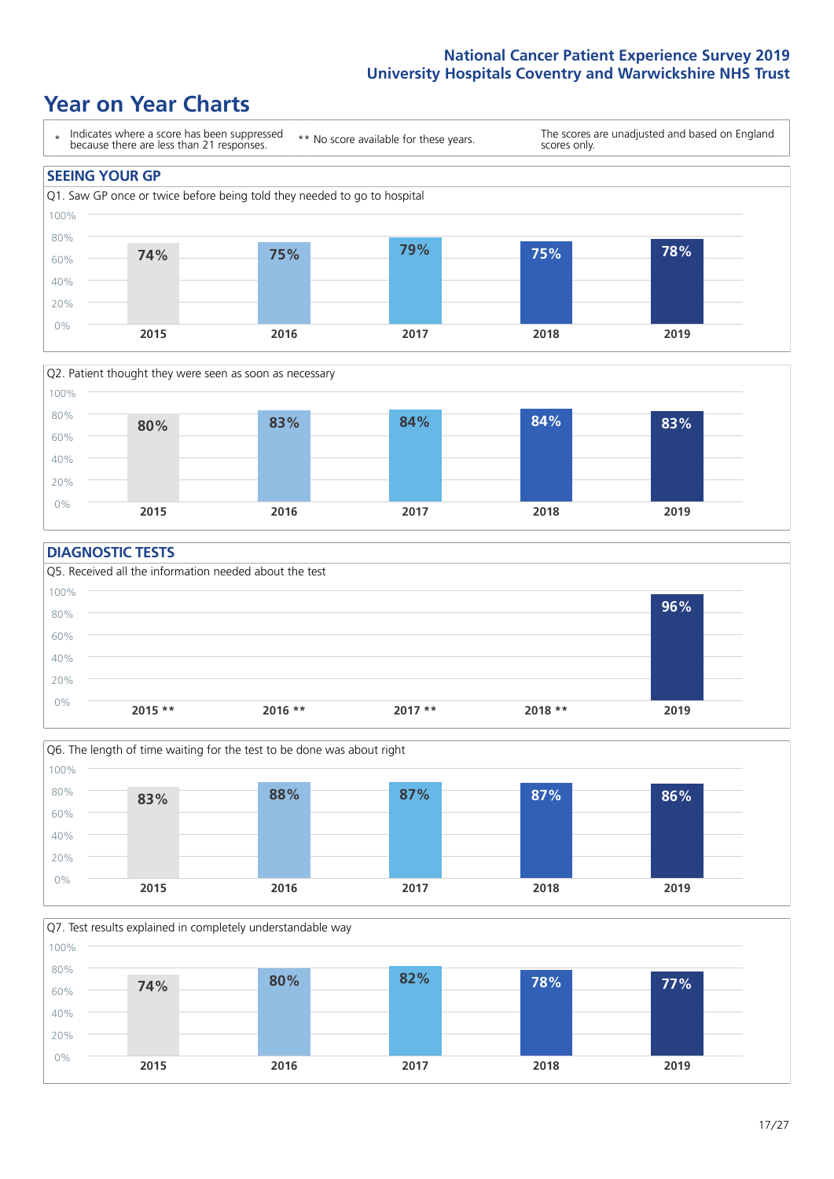# Year on Year Charts

| * Indicates where a score has been suppressed because there are less than 21 responses. | ** No score available for these years. | The scores are unadjusted and based on England scores only. |
|---|---|---|

## SEEING YOUR GP

Q1. Saw GP once or twice before being told they needed to go to hospital

| 2015 | 2016 | 2017 | 2018 | 2019 |
|---|---|---|---|---|
| 74% | 75% | 79% | 75% | 78% |

Q2. Patient thought they were seen as soon as necessary

| 2015 | 2016 | 2017 | 2018 | 2019 |
|---|---|---|---|---|
| 80% | 83% | 84% | 84% | 83% |

## DIAGNOSTIC TESTS

Q5. Received all the information needed about the test

| 2015 ** | 2016 ** | 2017 ** | 2018 ** | 2019 |
|---|---|---|---|---|
| | | | | 96% |

Q6. The length of time waiting for the test to be done was about right

| 2015 | 2016 | 2017 | 2018 | 2019 |
|---|---|---|---|---|
| 83% | 88% | 87% | 87% | 86% |

Q7. Test results explained in completely understandable way

| 2015 | 2016 | 2017 | 2018 | 2019 |
|---|---|---|---|---|
| 74% | 80% | 82% | 78% | 77% |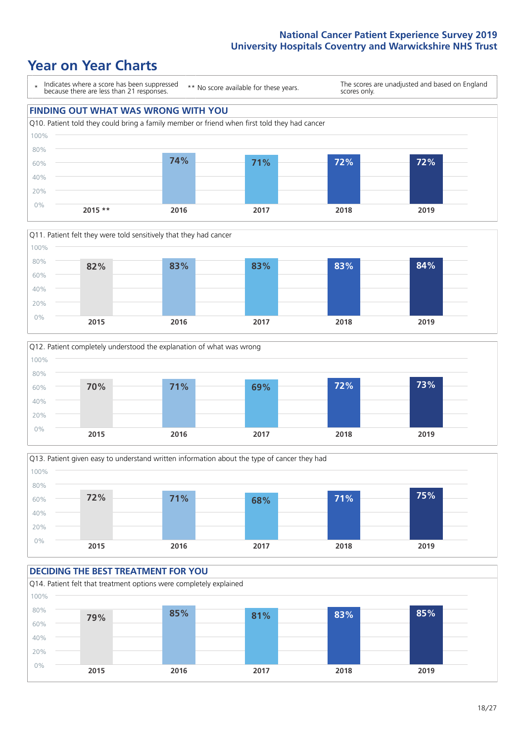# Year on Year Charts

\* Indicates where a score has been suppressed because there are less than 21 responses.

** No score available for these years.

The scores are unadjusted and based on England scores only.

## FINDING OUT WHAT WAS WRONG WITH YOU

Q10. Patient told they could bring a family member or friend when first told they had cancer

| 2015 ** | 2016 | 2017 | 2018 | 2019 |
|---|---|---|---|---|
| | 74% | 71% | 72% | 72% |

Q11. Patient felt they were told sensitively that they had cancer

| 2015 | 2016 | 2017 | 2018 | 2019 |
|---|---|---|---|---|
| 82% | 83% | 83% | 83% | 84% |

Q12. Patient completely understood the explanation of what was wrong

| 2015 | 2016 | 2017 | 2018 | 2019 |
|---|---|---|---|---|
| 70% | 71% | 69% | 72% | 73% |

Q13. Patient given easy to understand written information about the type of cancer they had

| 2015 | 2016 | 2017 | 2018 | 2019 |
|---|---|---|---|---|
| 72% | 71% | 68% | 71% | 75% |

## DECIDING THE BEST TREATMENT FOR YOU

Q14. Patient felt that treatment options were completely explained

| 2015 | 2016 | 2017 | 2018 | 2019 |
|---|---|---|---|---|
| 79% | 85% | 81% | 83% | 85% |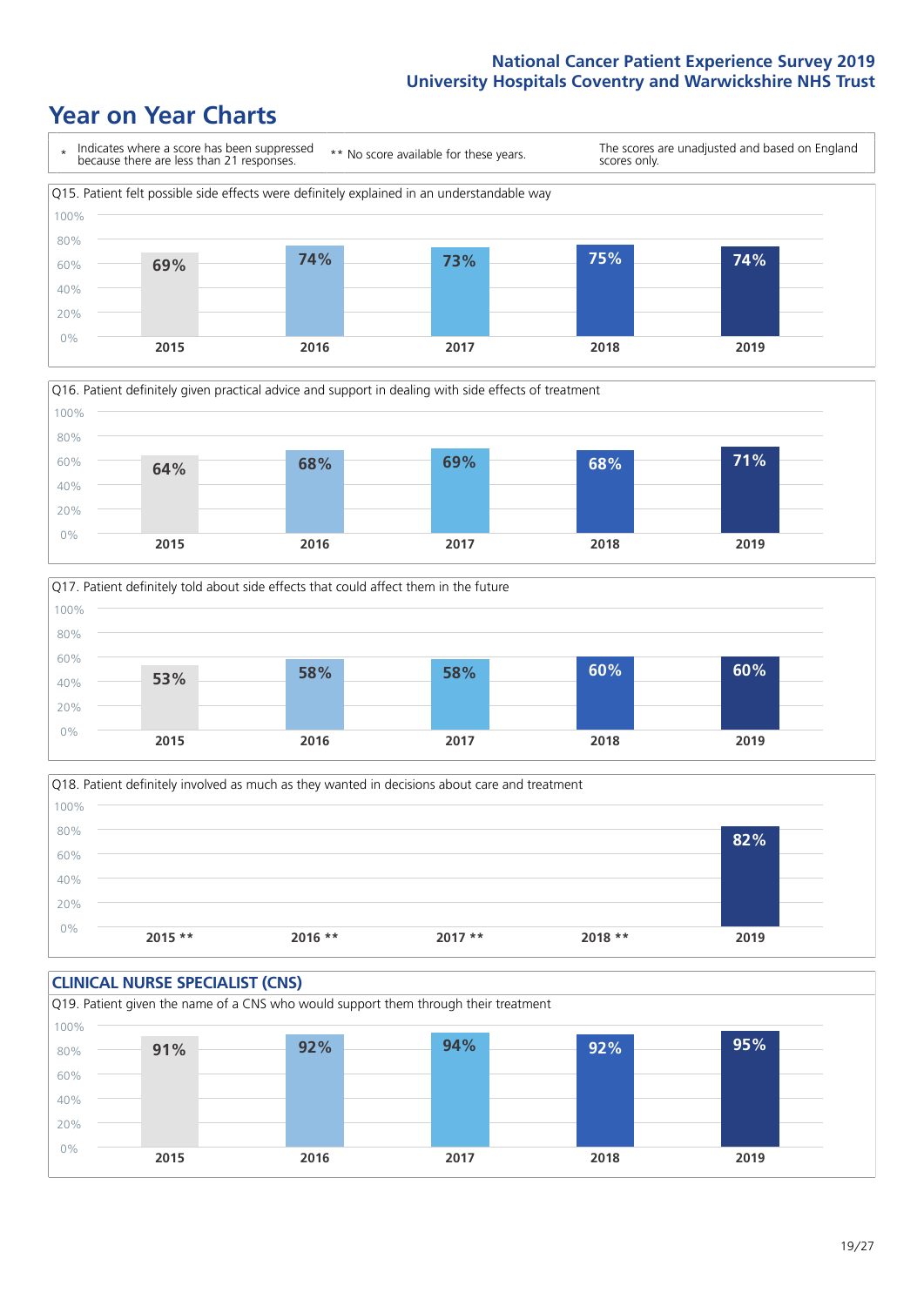# Year on Year Charts

\* Indicates where a score has been suppressed because there are less than 21 responses. ** No score available for these years. The scores are unadjusted and based on England scores only.

Q15. Patient felt possible side effects were definitely explained in an understandable way

| 2015 | 2016 | 2017 | 2018 | 2019 |
|---|---|---|---|---|
| 69% | 74% | 73% | 75% | 74% |

Q16. Patient definitely given practical advice and support in dealing with side effects of treatment

| 2015 | 2016 | 2017 | 2018 | 2019 |
|---|---|---|---|---|
| 64% | 68% | 69% | 68% | 71% |

Q17. Patient definitely told about side effects that could affect them in the future

| 2015 | 2016 | 2017 | 2018 | 2019 |
|---|---|---|---|---|
| 53% | 58% | 58% | 60% | 60% |

Q18. Patient definitely involved as much as they wanted in decisions about care and treatment

| 2015 ** | 2016 ** | 2017 ** | 2018 ** | 2019 |
|---|---|---|---|---|
| | | | | 82% |

## CLINICAL NURSE SPECIALIST (CNS)

Q19. Patient given the name of a CNS who would support them through their treatment

| 2015 | 2016 | 2017 | 2018 | 2019 |
|---|---|---|---|---|
| 91% | 92% | 94% | 92% | 95% |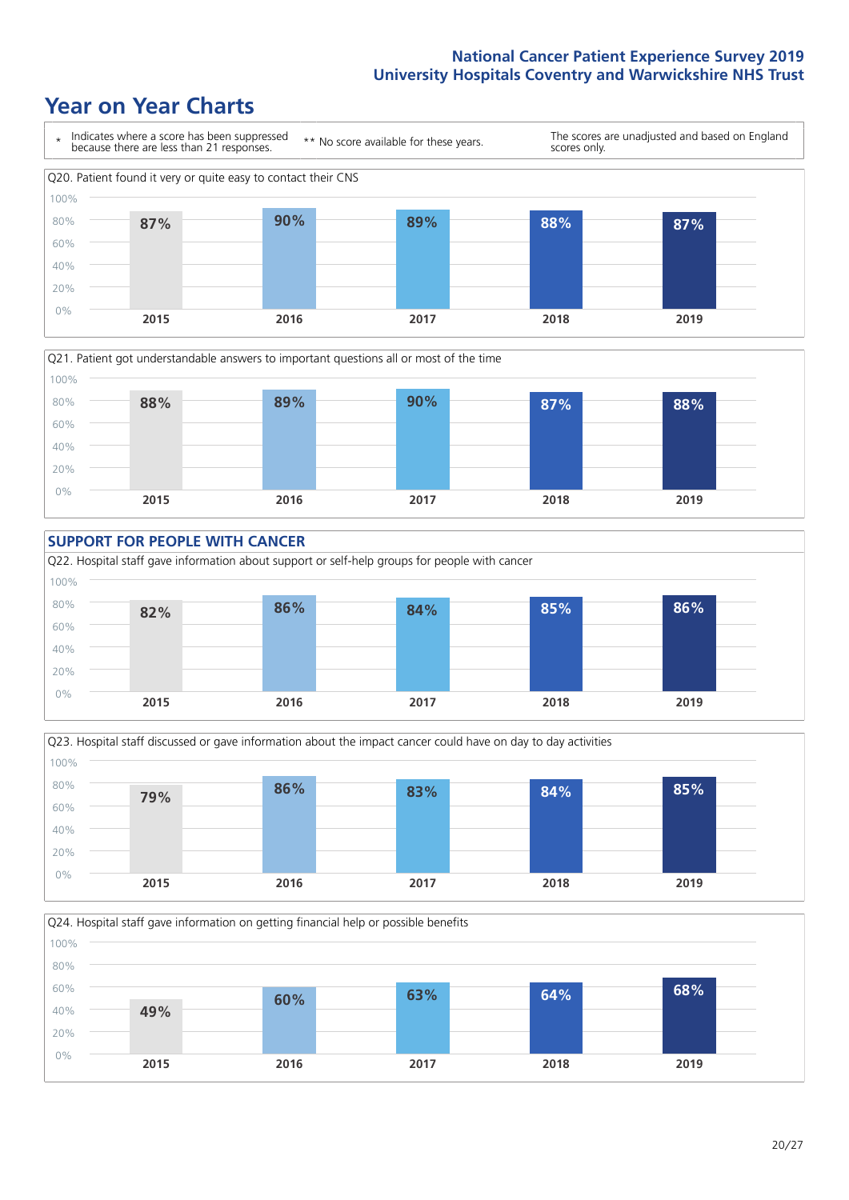# Year on Year Charts

\* Indicates where a score has been suppressed because there are less than 21 responses.

\*\* No score available for these years.

The scores are unadjusted and based on England scores only.

Q20. Patient found it very or quite easy to contact their CNS

| 2015 | 2016 | 2017 | 2018 | 2019 |
|---|---|---|---|---|
| 87% | 90% | 89% | 88% | 87% |

Q21. Patient got understandable answers to important questions all or most of the time

| 2015 | 2016 | 2017 | 2018 | 2019 |
|---|---|---|---|---|
| 88% | 89% | 90% | 87% | 88% |

## SUPPORT FOR PEOPLE WITH CANCER

Q22. Hospital staff gave information about support or self-help groups for people with cancer

| 2015 | 2016 | 2017 | 2018 | 2019 |
|---|---|---|---|---|
| 82% | 86% | 84% | 85% | 86% |

Q23. Hospital staff discussed or gave information about the impact cancer could have on day to day activities

| 2015 | 2016 | 2017 | 2018 | 2019 |
|---|---|---|---|---|
| 79% | 86% | 83% | 84% | 85% |

Q24. Hospital staff gave information on getting financial help or possible benefits

| 2015 | 2016 | 2017 | 2018 | 2019 |
|---|---|---|---|---|
| 49% | 60% | 63% | 64% | 68% |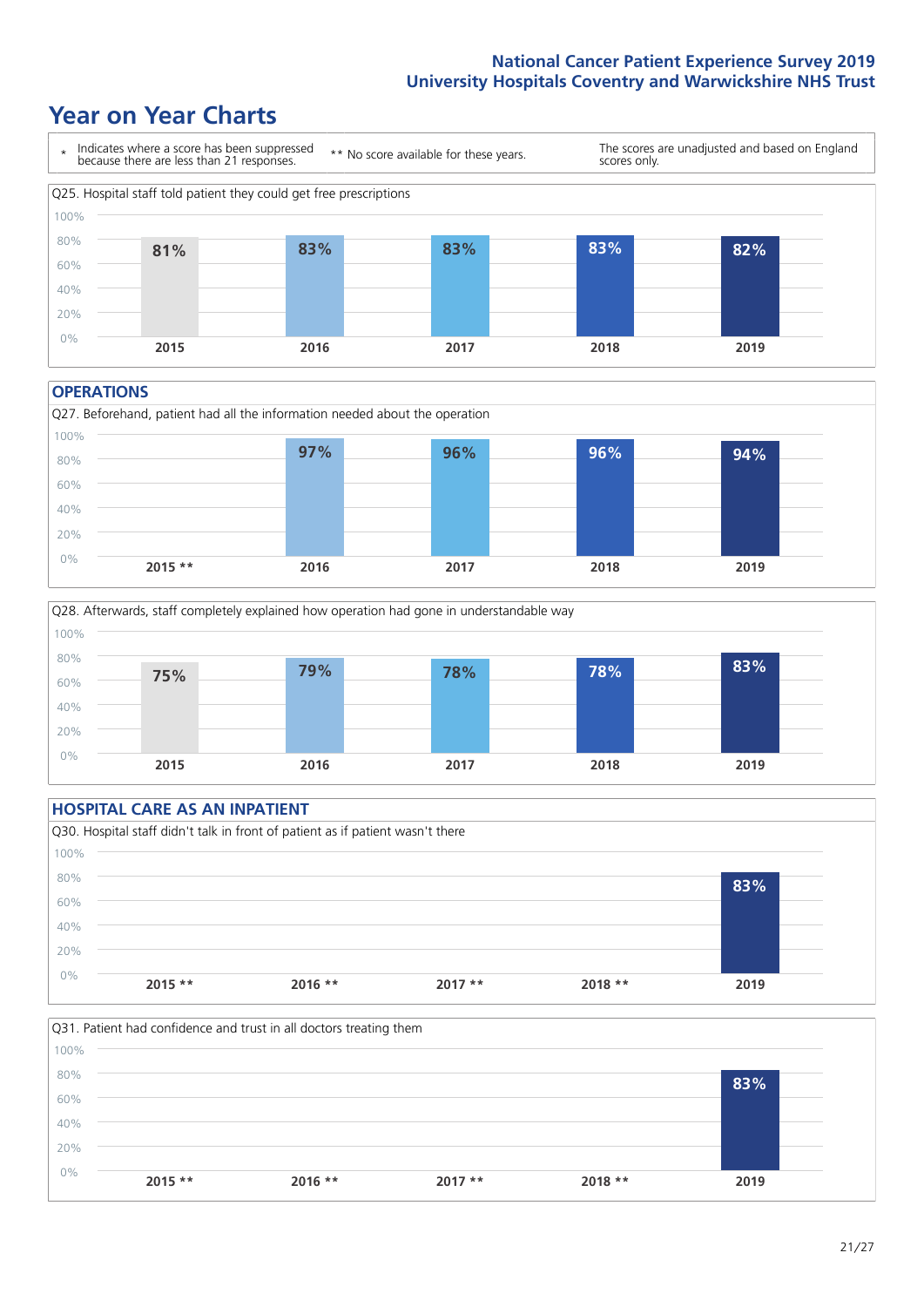# Year on Year Charts

| * Indicates where a score has been suppressed because there are less than 21 responses. | ** No score available for these years. | The scores are unadjusted and based on England scores only. |
|---|---|---|

Q25. Hospital staff told patient they could get free prescriptions

| 2015 | 2016 | 2017 | 2018 | 2019 |
|---|---|---|---|---|
| 81% | 83% | 83% | 83% | 82% |

## OPERATIONS

Q27. Beforehand, patient had all the information needed about the operation

| 2015 ** | 2016 | 2017 | 2018 | 2019 |
|---|---|---|---|---|
| | 97% | 96% | 96% | 94% |

Q28. Afterwards, staff completely explained how operation had gone in understandable way

| 2015 | 2016 | 2017 | 2018 | 2019 |
|---|---|---|---|---|
| 75% | 79% | 78% | 78% | 83% |

## HOSPITAL CARE AS AN INPATIENT

Q30. Hospital staff didn't talk in front of patient as if patient wasn't there

| 2015 ** | 2016 ** | 2017 ** | 2018 ** | 2019 |
|---|---|---|---|---|
| | | | | 83% |

Q31. Patient had confidence and trust in all doctors treating them

| 2015 ** | 2016 ** | 2017 ** | 2018 ** | 2019 |
|---|---|---|---|---|
| | | | | 83% |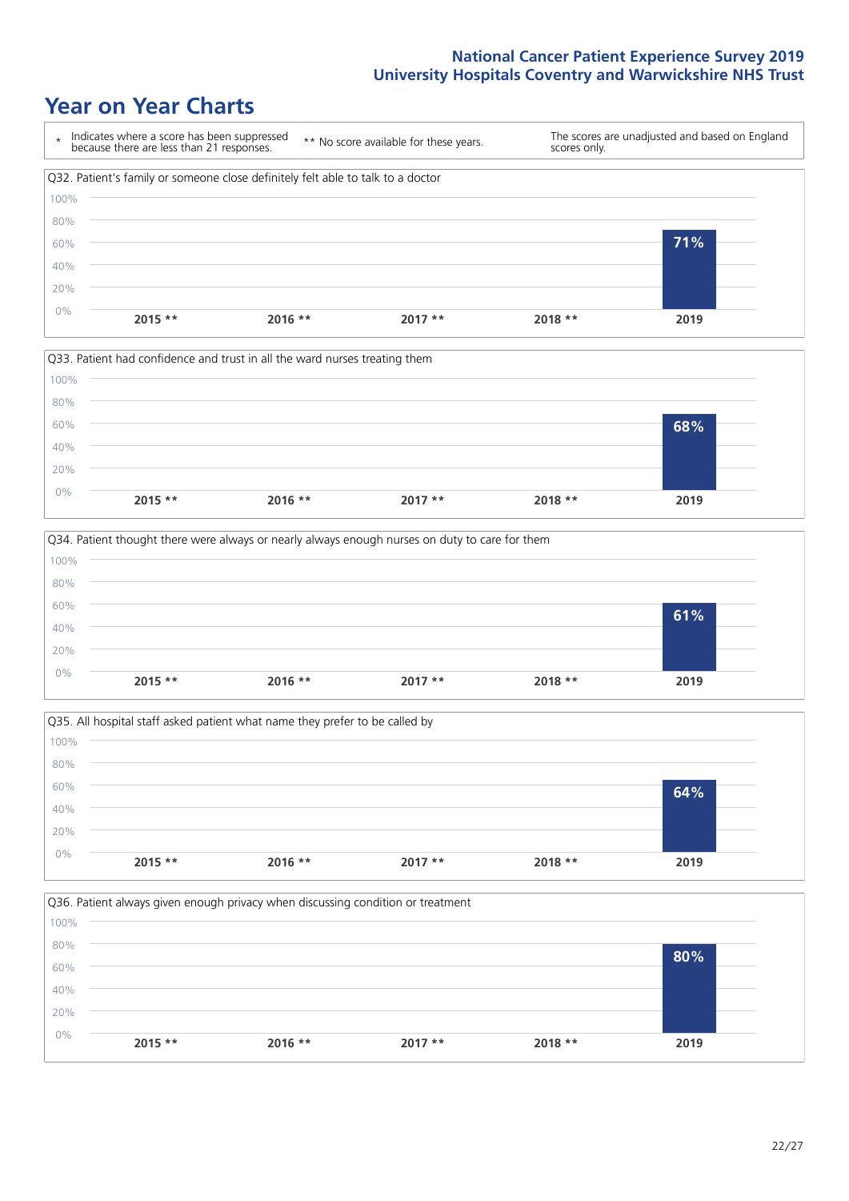# Year on Year Charts

| * Indicates where a score has been suppressed because there are less than 21 responses. | ** No score available for these years. | The scores are unadjusted and based on England scores only. |
|---|---|---|

Q32. Patient's family or someone close definitely felt able to talk to a doctor

| 2015 ** | 2016 ** | 2017 ** | 2018 ** | 2019 |
|---|---|---|---|---|
| | | | | 71% |

Q33. Patient had confidence and trust in all the ward nurses treating them

| 2015 ** | 2016 ** | 2017 ** | 2018 ** | 2019 |
|---|---|---|---|---|
| | | | | 68% |

Q34. Patient thought there were always or nearly always enough nurses on duty to care for them

| 2015 ** | 2016 ** | 2017 ** | 2018 ** | 2019 |
|---|---|---|---|---|
| | | | | 61% |

Q35. All hospital staff asked patient what name they prefer to be called by

| 2015 ** | 2016 ** | 2017 ** | 2018 ** | 2019 |
|---|---|---|---|---|
| | | | | 64% |

Q36. Patient always given enough privacy when discussing condition or treatment

| 2015 ** | 2016 ** | 2017 ** | 2018 ** | 2019 |
|---|---|---|---|---|
| | | | | 80% |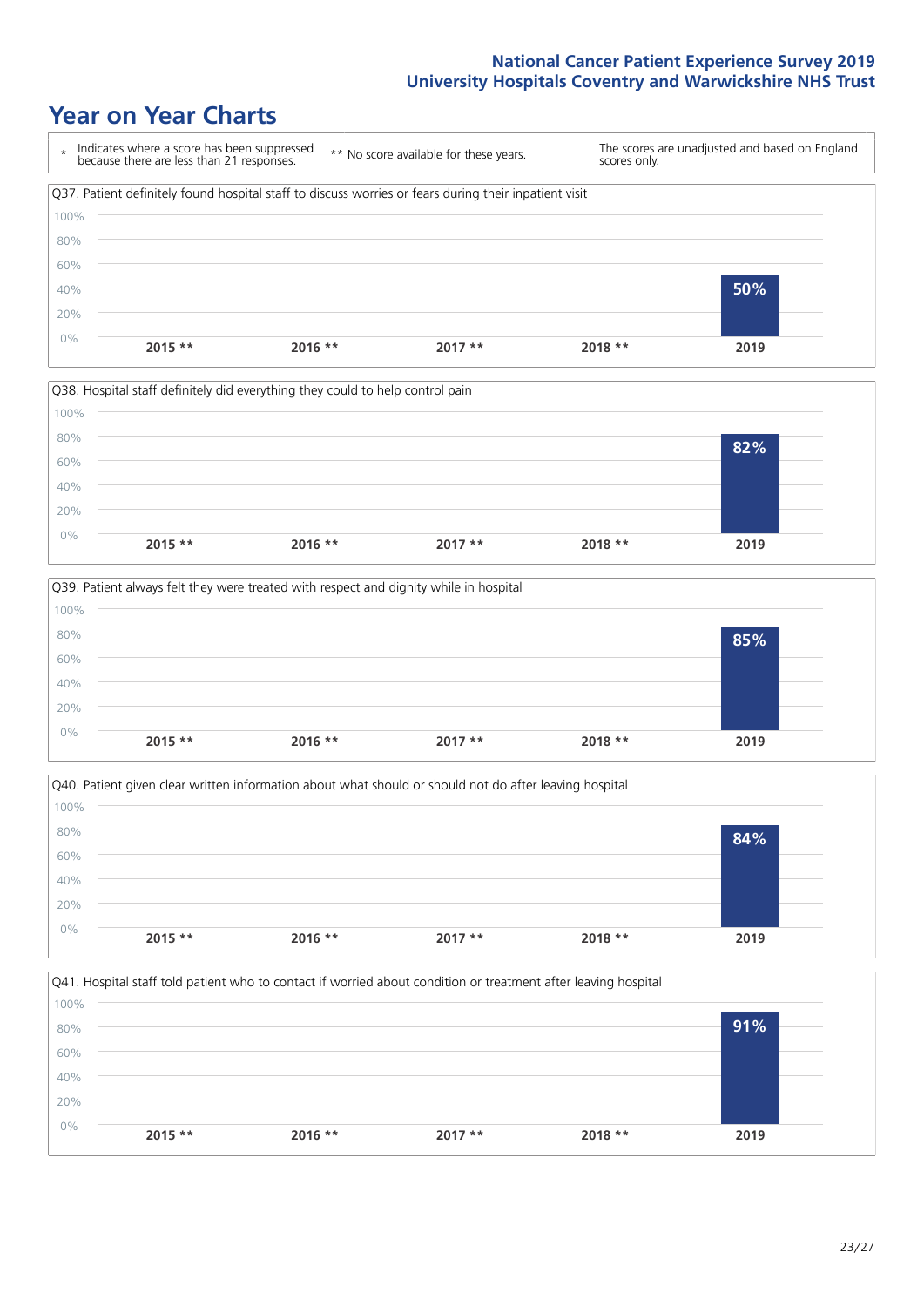# Year on Year Charts

\* Indicates where a score has been suppressed because there are less than 21 responses.

** No score available for these years.

The scores are unadjusted and based on England scores only.

Q37. Patient definitely found hospital staff to discuss worries or fears during their inpatient visit

| 2015 ** | 2016 ** | 2017 ** | 2018 ** | 2019 |
|---|---|---|---|---|
| | | | | 50% |

Q38. Hospital staff definitely did everything they could to help control pain

| 2015 ** | 2016 ** | 2017 ** | 2018 ** | 2019 |
|---|---|---|---|---|
| | | | | 82% |

Q39. Patient always felt they were treated with respect and dignity while in hospital

| 2015 ** | 2016 ** | 2017 ** | 2018 ** | 2019 |
|---|---|---|---|---|
| | | | | 85% |

Q40. Patient given clear written information about what should or should not do after leaving hospital

| 2015 ** | 2016 ** | 2017 ** | 2018 ** | 2019 |
|---|---|---|---|---|
| | | | | 84% |

Q41. Hospital staff told patient who to contact if worried about condition or treatment after leaving hospital

| 2015 ** | 2016 ** | 2017 ** | 2018 ** | 2019 |
|---|---|---|---|---|
| | | | | 91% |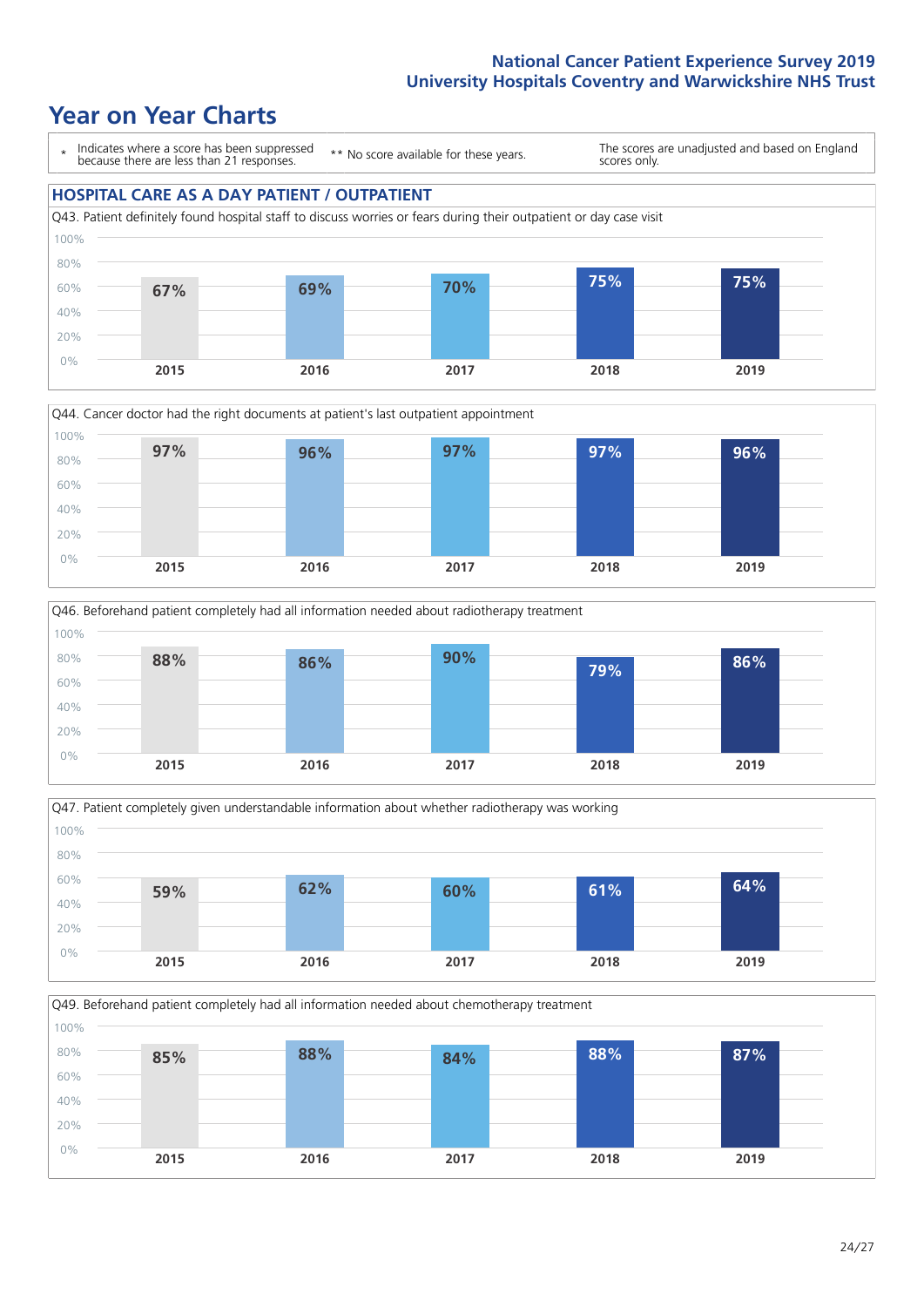# Year on Year Charts

\* Indicates where a score has been suppressed because there are less than 21 responses.

\*\* No score available for these years.

The scores are unadjusted and based on England scores only.

## HOSPITAL CARE AS A DAY PATIENT / OUTPATIENT

Q43. Patient definitely found hospital staff to discuss worries or fears during their outpatient or day case visit

| 2015 | 2016 | 2017 | 2018 | 2019 |
|---|---|---|---|---|
| 67% | 69% | 70% | 75% | 75% |

Q44. Cancer doctor had the right documents at patient's last outpatient appointment

| 2015 | 2016 | 2017 | 2018 | 2019 |
|---|---|---|---|---|
| 97% | 96% | 97% | 97% | 96% |

Q46. Beforehand patient completely had all information needed about radiotherapy treatment

| 2015 | 2016 | 2017 | 2018 | 2019 |
|---|---|---|---|---|
| 88% | 86% | 90% | 79% | 86% |

Q47. Patient completely given understandable information about whether radiotherapy was working

| 2015 | 2016 | 2017 | 2018 | 2019 |
|---|---|---|---|---|
| 59% | 62% | 60% | 61% | 64% |

Q49. Beforehand patient completely had all information needed about chemotherapy treatment

| 2015 | 2016 | 2017 | 2018 | 2019 |
|---|---|---|---|---|
| 85% | 88% | 84% | 88% | 87% |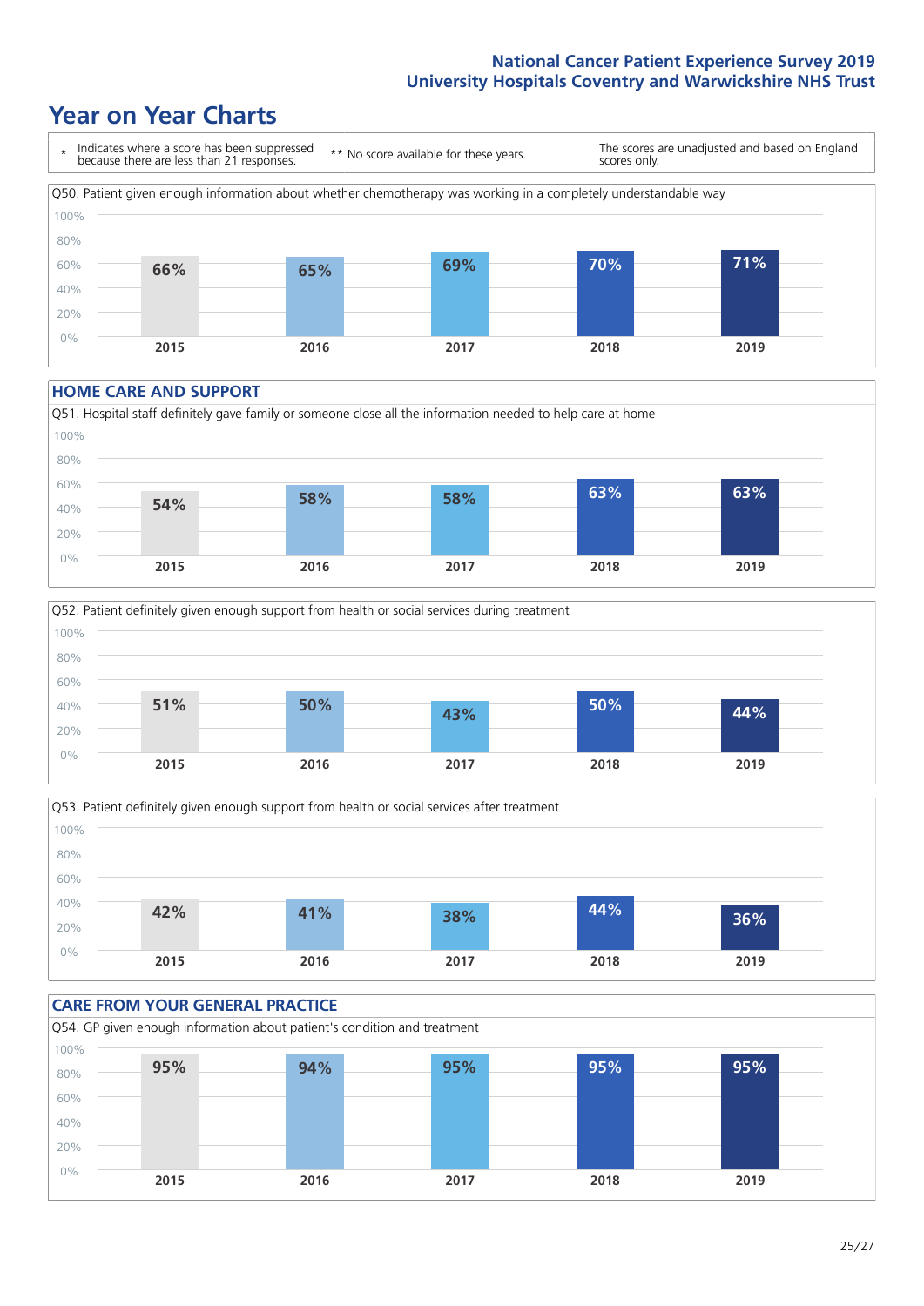# Year on Year Charts

\* Indicates where a score has been suppressed because there are less than 21 responses.

** No score available for these years.

The scores are unadjusted and based on England scores only.

Q50. Patient given enough information about whether chemotherapy was working in a completely understandable way

| 2015 | 2016 | 2017 | 2018 | 2019 |
|---|---|---|---|---|
| 66% | 65% | 69% | 70% | 71% |

## HOME CARE AND SUPPORT

Q51. Hospital staff definitely gave family or someone close all the information needed to help care at home

| 2015 | 2016 | 2017 | 2018 | 2019 |
|---|---|---|---|---|
| 54% | 58% | 58% | 63% | 63% |

Q52. Patient definitely given enough support from health or social services during treatment

| 2015 | 2016 | 2017 | 2018 | 2019 |
|---|---|---|---|---|
| 51% | 50% | 43% | 50% | 44% |

Q53. Patient definitely given enough support from health or social services after treatment

| 2015 | 2016 | 2017 | 2018 | 2019 |
|---|---|---|---|---|
| 42% | 41% | 38% | 44% | 36% |

## CARE FROM YOUR GENERAL PRACTICE

Q54. GP given enough information about patient's condition and treatment

| 2015 | 2016 | 2017 | 2018 | 2019 |
|---|---|---|---|---|
| 95% | 94% | 95% | 95% | 95% |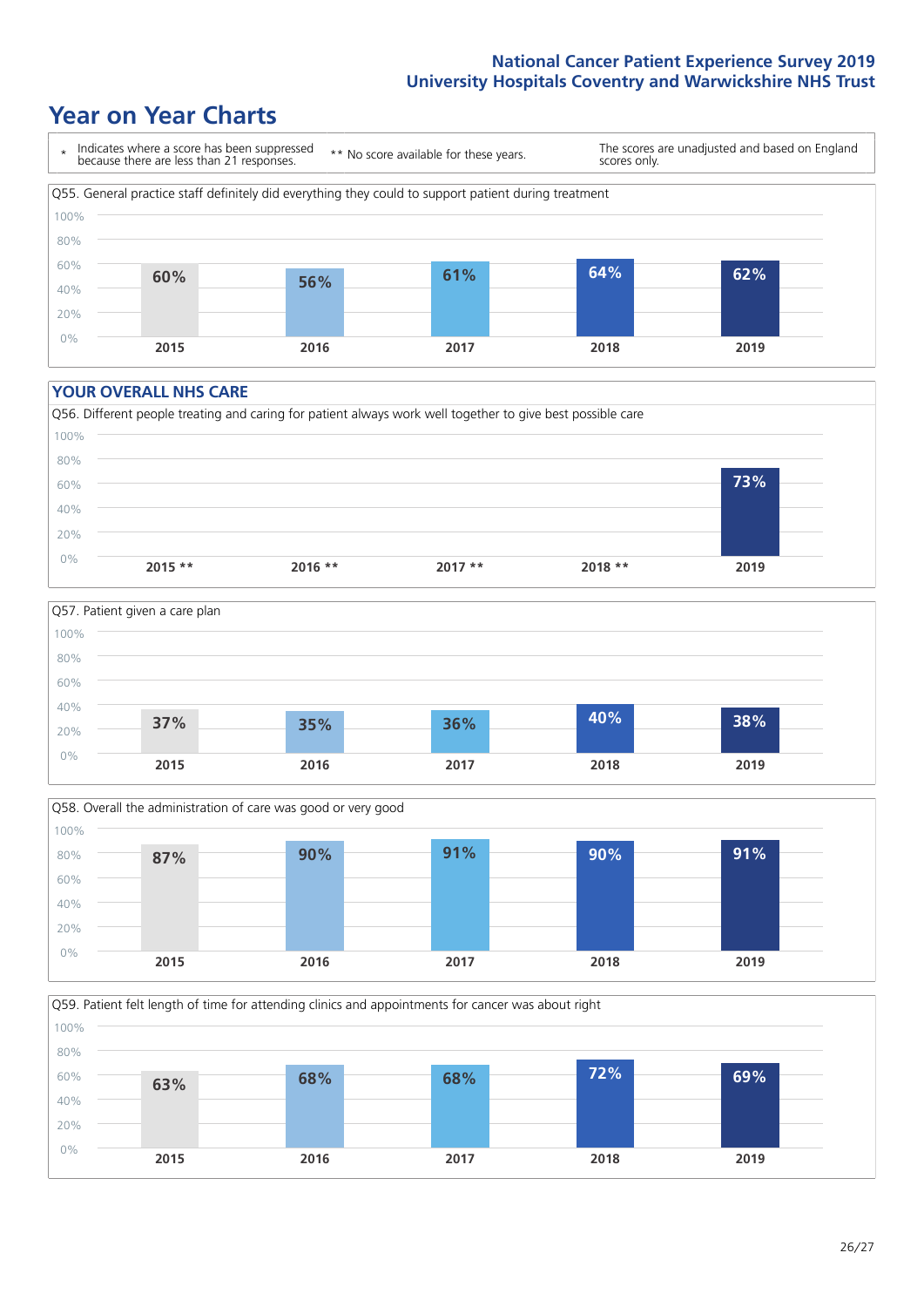# Year on Year Charts

\* Indicates where a score has been suppressed because there are less than 21 responses.

\*\* No score available for these years.

The scores are unadjusted and based on England scores only.

Q55. General practice staff definitely did everything they could to support patient during treatment

| 2015 | 2016 | 2017 | 2018 | 2019 |
|---|---|---|---|---|
| 60% | 56% | 61% | 64% | 62% |

## YOUR OVERALL NHS CARE

Q56. Different people treating and caring for patient always work well together to give best possible care

| 2015 ** | 2016 ** | 2017 ** | 2018 ** | 2019 |
|---|---|---|---|---|
| | | | | 73% |

Q57. Patient given a care plan

| 2015 | 2016 | 2017 | 2018 | 2019 |
|---|---|---|---|---|
| 37% | 35% | 36% | 40% | 38% |

Q58. Overall the administration of care was good or very good

| 2015 | 2016 | 2017 | 2018 | 2019 |
|---|---|---|---|---|
| 87% | 90% | 91% | 90% | 91% |

Q59. Patient felt length of time for attending clinics and appointments for cancer was about right

| 2015 | 2016 | 2017 | 2018 | 2019 |
|---|---|---|---|---|
| 63% | 68% | 68% | 72% | 69% |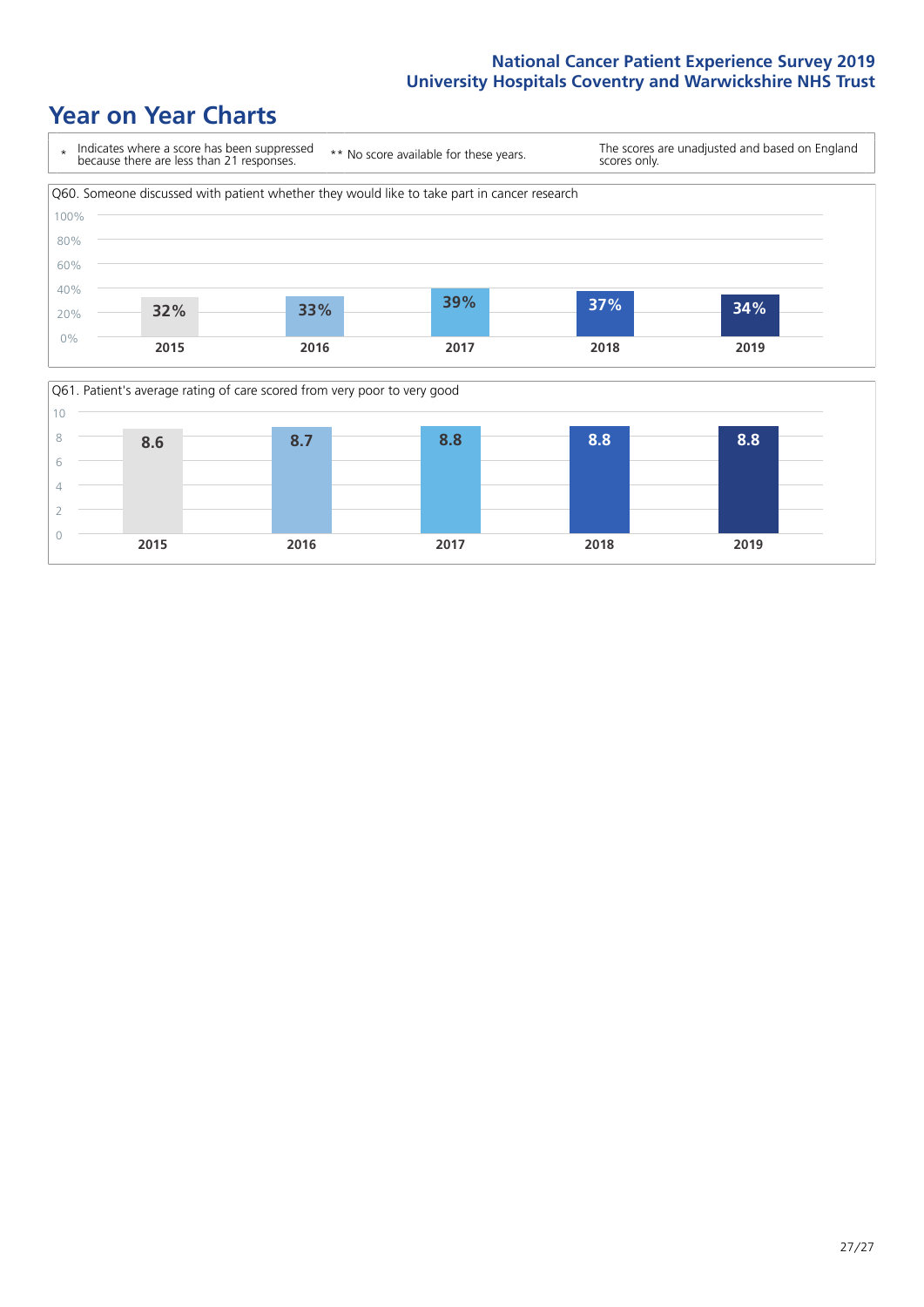# Year on Year Charts

\* Indicates where a score has been suppressed because there are less than 21 responses.

** No score available for these years.

The scores are unadjusted and based on England scores only.

Q60. Someone discussed with patient whether they would like to take part in cancer research

100%
80%
60%
40%
20%
0%

32% 33% 39% 37% 34%

2015 2016 2017 2018 2019

Q61. Patient's average rating of care scored from very poor to very good

10
8
6
4
2
0

8.6 8.7 8.8 8.8 8.8

2015 2016 2017 2018 2019